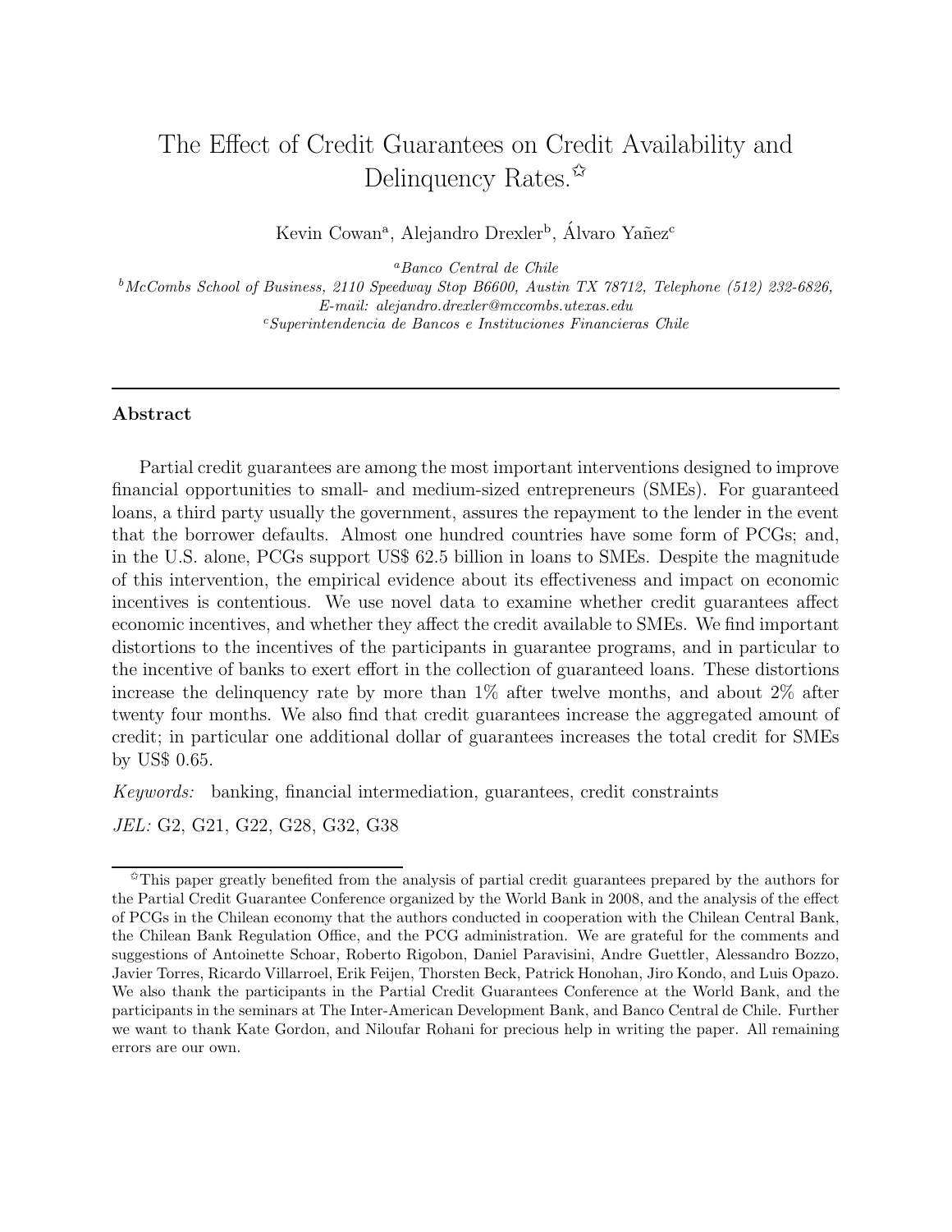# The Effect of Credit Guarantees on Credit Availability and Delinquency Rates.[☆]

Kevin Cowan[a], Alejandro Drexler[b], Álvaro Yañez[c]

[a] *Banco Central de Chile*

[b] *McCombs School of Business, 2110 Speedway Stop B6600, Austin TX 78712, Telephone (512) 232-6826, E-mail: alejandro.drexler@mccombs.utexas.edu*

[c] *Superintendencia de Bancos e Instituciones Financieras Chile*

---

## Abstract

Partial credit guarantees are among the most important interventions designed to improve financial opportunities to small- and medium-sized entrepreneurs (SMEs). For guaranteed loans, a third party usually the government, assures the repayment to the lender in the event that the borrower defaults. Almost one hundred countries have some form of PCGs; and, in the U.S. alone, PCGs support US$ 62.5 billion in loans to SMEs. Despite the magnitude of this intervention, the empirical evidence about its effectiveness and impact on economic incentives is contentious. We use novel data to examine whether credit guarantees affect economic incentives, and whether they affect the credit available to SMEs. We find important distortions to the incentives of the participants in guarantee programs, and in particular to the incentive of banks to exert effort in the collection of guaranteed loans. These distortions increase the delinquency rate by more than 1% after twelve months, and about 2% after twenty four months. We also find that credit guarantees increase the aggregated amount of credit; in particular one additional dollar of guarantees increases the total credit for SMEs by US$ 0.65.

*Keywords:* banking, financial intermediation, guarantees, credit constraints

*JEL:* G2, G21, G22, G28, G32, G38

---

[☆] This paper greatly benefited from the analysis of partial credit guarantees prepared by the authors for the Partial Credit Guarantee Conference organized by the World Bank in 2008, and the analysis of the effect of PCGs in the Chilean economy that the authors conducted in cooperation with the Chilean Central Bank, the Chilean Bank Regulation Office, and the PCG administration. We are grateful for the comments and suggestions of Antoinette Schoar, Roberto Rigobon, Daniel Paravisini, Andre Guettler, Alessandro Bozzo, Javier Torres, Ricardo Villarroel, Erik Feijen, Thorsten Beck, Patrick Honohan, Jiro Kondo, and Luis Opazo. We also thank the participants in the Partial Credit Guarantees Conference at the World Bank, and the participants in the seminars at The Inter-American Development Bank, and Banco Central de Chile. Further we want to thank Kate Gordon, and Niloufar Rohani for precious help in writing the paper. All remaining errors are our own.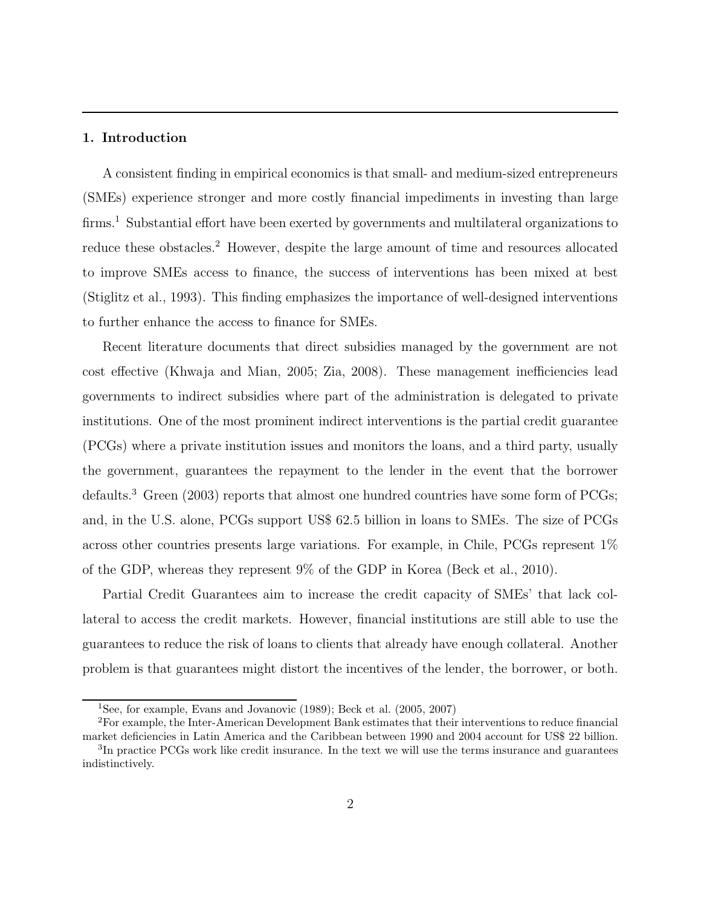## 1. Introduction

A consistent finding in empirical economics is that small- and medium-sized entrepreneurs (SMEs) experience stronger and more costly financial impediments in investing than large firms.[1] Substantial effort have been exerted by governments and multilateral organizations to reduce these obstacles.[2] However, despite the large amount of time and resources allocated to improve SMEs access to finance, the success of interventions has been mixed at best (Stiglitz et al., 1993). This finding emphasizes the importance of well-designed interventions to further enhance the access to finance for SMEs.

Recent literature documents that direct subsidies managed by the government are not cost effective (Khwaja and Mian, 2005; Zia, 2008). These management inefficiencies lead governments to indirect subsidies where part of the administration is delegated to private institutions. One of the most prominent indirect interventions is the partial credit guarantee (PCGs) where a private institution issues and monitors the loans, and a third party, usually the government, guarantees the repayment to the lender in the event that the borrower defaults.[3] Green (2003) reports that almost one hundred countries have some form of PCGs; and, in the U.S. alone, PCGs support US$ 62.5 billion in loans to SMEs. The size of PCGs across other countries presents large variations. For example, in Chile, PCGs represent 1% of the GDP, whereas they represent 9% of the GDP in Korea (Beck et al., 2010).

Partial Credit Guarantees aim to increase the credit capacity of SMEs' that lack collateral to access the credit markets. However, financial institutions are still able to use the guarantees to reduce the risk of loans to clients that already have enough collateral. Another problem is that guarantees might distort the incentives of the lender, the borrower, or both.

[1] See, for example, Evans and Jovanovic (1989); Beck et al. (2005, 2007)

[2] For example, the Inter-American Development Bank estimates that their interventions to reduce financial market deficiencies in Latin America and the Caribbean between 1990 and 2004 account for US$ 22 billion.

[3] In practice PCGs work like credit insurance. In the text we will use the terms insurance and guarantees indistinctively.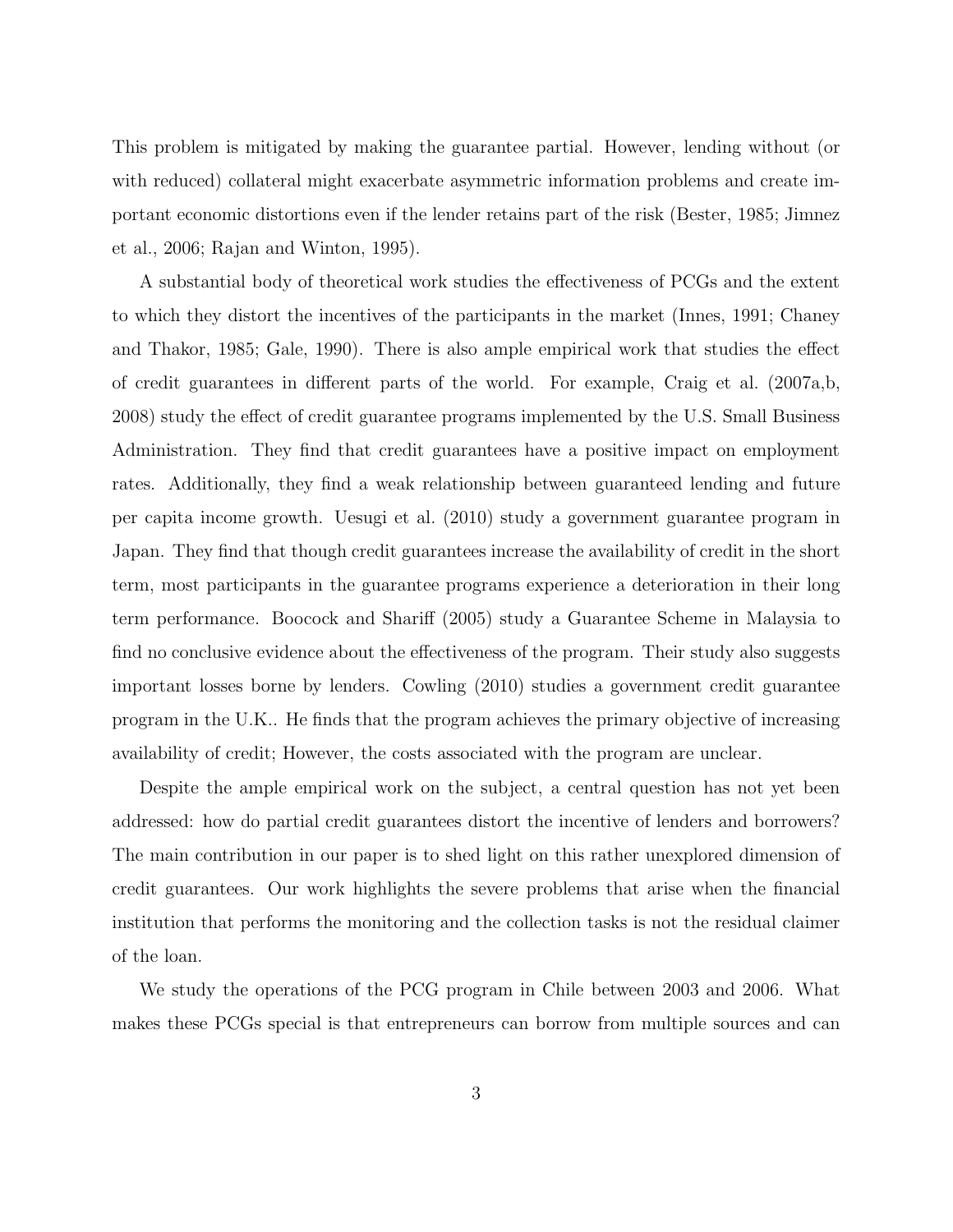This problem is mitigated by making the guarantee partial. However, lending without (or with reduced) collateral might exacerbate asymmetric information problems and create important economic distortions even if the lender retains part of the risk (Bester, 1985; Jimnez et al., 2006; Rajan and Winton, 1995).

A substantial body of theoretical work studies the effectiveness of PCGs and the extent to which they distort the incentives of the participants in the market (Innes, 1991; Chaney and Thakor, 1985; Gale, 1990). There is also ample empirical work that studies the effect of credit guarantees in different parts of the world. For example, Craig et al. (2007a,b, 2008) study the effect of credit guarantee programs implemented by the U.S. Small Business Administration. They find that credit guarantees have a positive impact on employment rates. Additionally, they find a weak relationship between guaranteed lending and future per capita income growth. Uesugi et al. (2010) study a government guarantee program in Japan. They find that though credit guarantees increase the availability of credit in the short term, most participants in the guarantee programs experience a deterioration in their long term performance. Boocock and Shariff (2005) study a Guarantee Scheme in Malaysia to find no conclusive evidence about the effectiveness of the program. Their study also suggests important losses borne by lenders. Cowling (2010) studies a government credit guarantee program in the U.K.. He finds that the program achieves the primary objective of increasing availability of credit; However, the costs associated with the program are unclear.

Despite the ample empirical work on the subject, a central question has not yet been addressed: how do partial credit guarantees distort the incentive of lenders and borrowers? The main contribution in our paper is to shed light on this rather unexplored dimension of credit guarantees. Our work highlights the severe problems that arise when the financial institution that performs the monitoring and the collection tasks is not the residual claimer of the loan.

We study the operations of the PCG program in Chile between 2003 and 2006. What makes these PCGs special is that entrepreneurs can borrow from multiple sources and can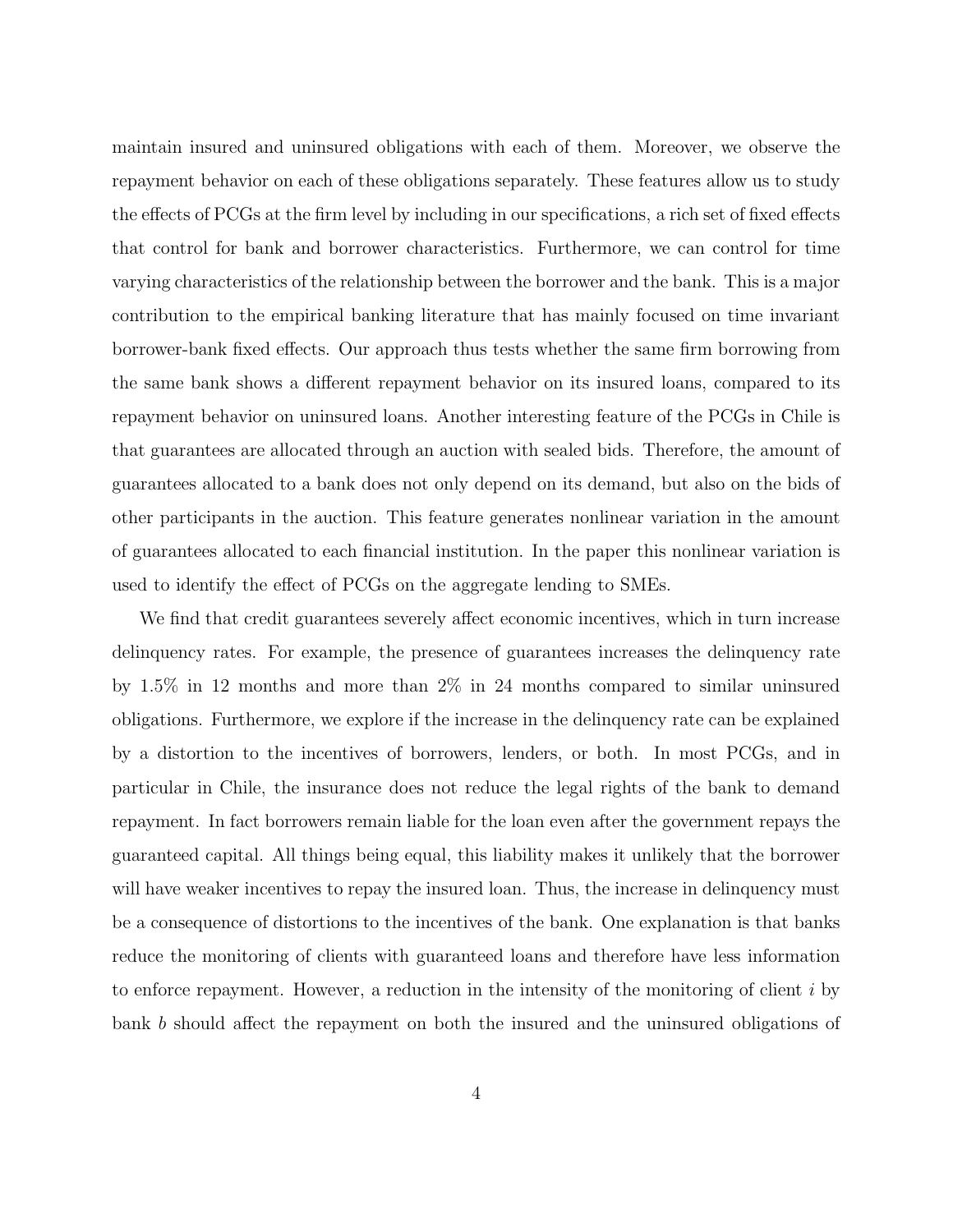maintain insured and uninsured obligations with each of them. Moreover, we observe the repayment behavior on each of these obligations separately. These features allow us to study the effects of PCGs at the firm level by including in our specifications, a rich set of fixed effects that control for bank and borrower characteristics. Furthermore, we can control for time varying characteristics of the relationship between the borrower and the bank. This is a major contribution to the empirical banking literature that has mainly focused on time invariant borrower-bank fixed effects. Our approach thus tests whether the same firm borrowing from the same bank shows a different repayment behavior on its insured loans, compared to its repayment behavior on uninsured loans. Another interesting feature of the PCGs in Chile is that guarantees are allocated through an auction with sealed bids. Therefore, the amount of guarantees allocated to a bank does not only depend on its demand, but also on the bids of other participants in the auction. This feature generates nonlinear variation in the amount of guarantees allocated to each financial institution. In the paper this nonlinear variation is used to identify the effect of PCGs on the aggregate lending to SMEs.

We find that credit guarantees severely affect economic incentives, which in turn increase delinquency rates. For example, the presence of guarantees increases the delinquency rate by 1.5% in 12 months and more than 2% in 24 months compared to similar uninsured obligations. Furthermore, we explore if the increase in the delinquency rate can be explained by a distortion to the incentives of borrowers, lenders, or both. In most PCGs, and in particular in Chile, the insurance does not reduce the legal rights of the bank to demand repayment. In fact borrowers remain liable for the loan even after the government repays the guaranteed capital. All things being equal, this liability makes it unlikely that the borrower will have weaker incentives to repay the insured loan. Thus, the increase in delinquency must be a consequence of distortions to the incentives of the bank. One explanation is that banks reduce the monitoring of clients with guaranteed loans and therefore have less information to enforce repayment. However, a reduction in the intensity of the monitoring of client $i$ by bank $b$ should affect the repayment on both the insured and the uninsured obligations of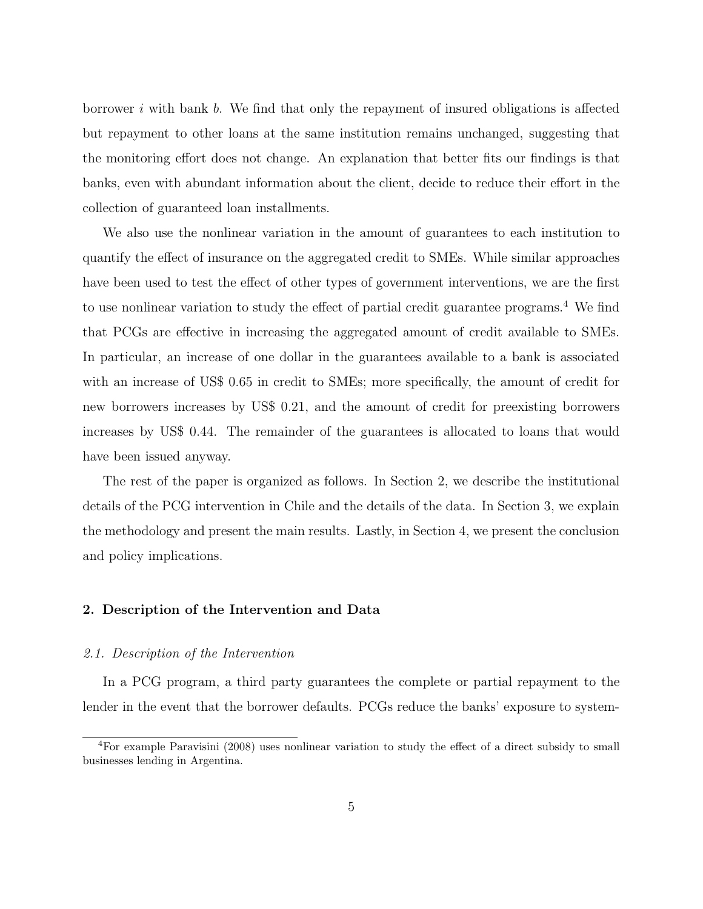borrower $i$ with bank $b$. We find that only the repayment of insured obligations is affected but repayment to other loans at the same institution remains unchanged, suggesting that the monitoring effort does not change. An explanation that better fits our findings is that banks, even with abundant information about the client, decide to reduce their effort in the collection of guaranteed loan installments.

We also use the nonlinear variation in the amount of guarantees to each institution to quantify the effect of insurance on the aggregated credit to SMEs. While similar approaches have been used to test the effect of other types of government interventions, we are the first to use nonlinear variation to study the effect of partial credit guarantee programs.[4] We find that PCGs are effective in increasing the aggregated amount of credit available to SMEs. In particular, an increase of one dollar in the guarantees available to a bank is associated with an increase of US$ 0.65 in credit to SMEs; more specifically, the amount of credit for new borrowers increases by US$ 0.21, and the amount of credit for preexisting borrowers increases by US$ 0.44. The remainder of the guarantees is allocated to loans that would have been issued anyway.

The rest of the paper is organized as follows. In Section 2, we describe the institutional details of the PCG intervention in Chile and the details of the data. In Section 3, we explain the methodology and present the main results. Lastly, in Section 4, we present the conclusion and policy implications.

## 2. Description of the Intervention and Data

### *2.1. Description of the Intervention*

In a PCG program, a third party guarantees the complete or partial repayment to the lender in the event that the borrower defaults. PCGs reduce the banks' exposure to system-

[4] For example Paravisini (2008) uses nonlinear variation to study the effect of a direct subsidy to small businesses lending in Argentina.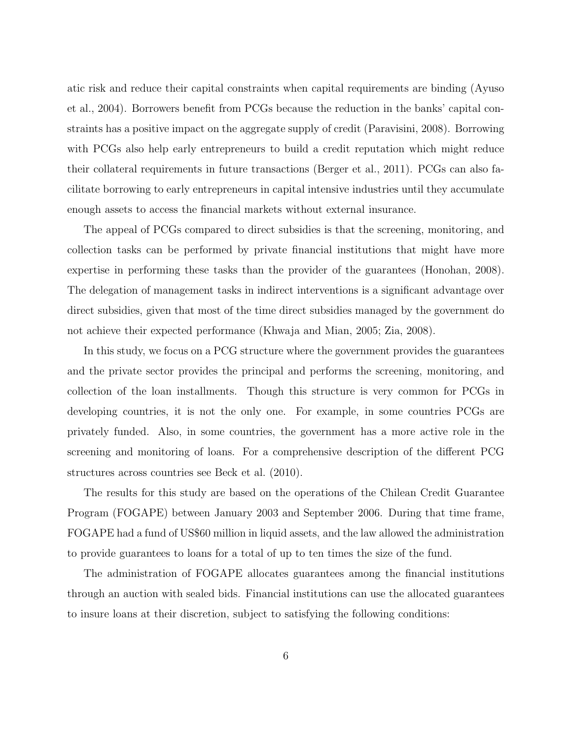atic risk and reduce their capital constraints when capital requirements are binding (Ayuso et al., 2004). Borrowers benefit from PCGs because the reduction in the banks' capital constraints has a positive impact on the aggregate supply of credit (Paravisini, 2008). Borrowing with PCGs also help early entrepreneurs to build a credit reputation which might reduce their collateral requirements in future transactions (Berger et al., 2011). PCGs can also facilitate borrowing to early entrepreneurs in capital intensive industries until they accumulate enough assets to access the financial markets without external insurance.

The appeal of PCGs compared to direct subsidies is that the screening, monitoring, and collection tasks can be performed by private financial institutions that might have more expertise in performing these tasks than the provider of the guarantees (Honohan, 2008). The delegation of management tasks in indirect interventions is a significant advantage over direct subsidies, given that most of the time direct subsidies managed by the government do not achieve their expected performance (Khwaja and Mian, 2005; Zia, 2008).

In this study, we focus on a PCG structure where the government provides the guarantees and the private sector provides the principal and performs the screening, monitoring, and collection of the loan installments. Though this structure is very common for PCGs in developing countries, it is not the only one. For example, in some countries PCGs are privately funded. Also, in some countries, the government has a more active role in the screening and monitoring of loans. For a comprehensive description of the different PCG structures across countries see Beck et al. (2010).

The results for this study are based on the operations of the Chilean Credit Guarantee Program (FOGAPE) between January 2003 and September 2006. During that time frame, FOGAPE had a fund of US$60 million in liquid assets, and the law allowed the administration to provide guarantees to loans for a total of up to ten times the size of the fund.

The administration of FOGAPE allocates guarantees among the financial institutions through an auction with sealed bids. Financial institutions can use the allocated guarantees to insure loans at their discretion, subject to satisfying the following conditions: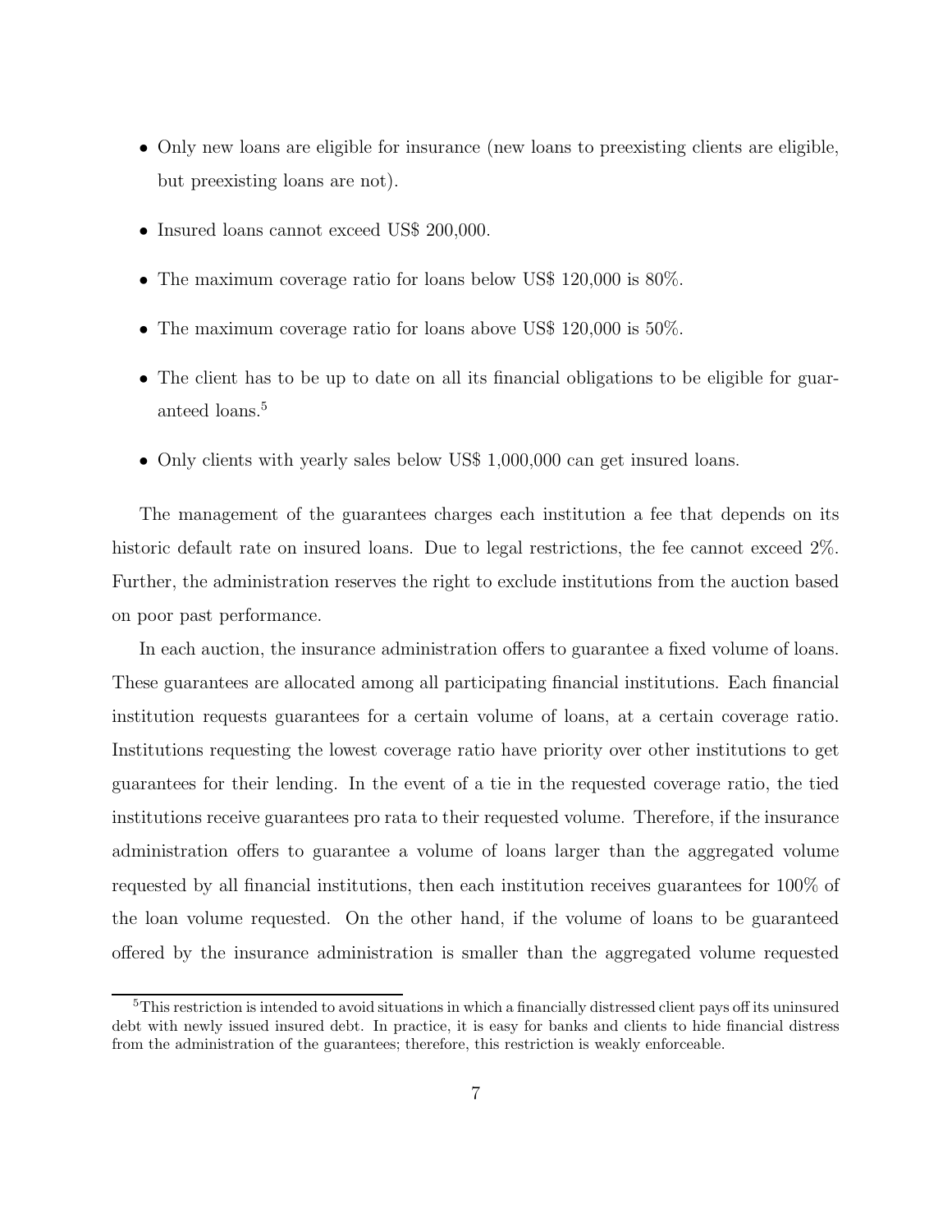- Only new loans are eligible for insurance (new loans to preexisting clients are eligible, but preexisting loans are not).
- Insured loans cannot exceed US$ 200,000.
- The maximum coverage ratio for loans below US$ 120,000 is 80%.
- The maximum coverage ratio for loans above US$ 120,000 is 50%.
- The client has to be up to date on all its financial obligations to be eligible for guaranteed loans.[5]
- Only clients with yearly sales below US$ 1,000,000 can get insured loans.

The management of the guarantees charges each institution a fee that depends on its historic default rate on insured loans. Due to legal restrictions, the fee cannot exceed 2%. Further, the administration reserves the right to exclude institutions from the auction based on poor past performance.

In each auction, the insurance administration offers to guarantee a fixed volume of loans. These guarantees are allocated among all participating financial institutions. Each financial institution requests guarantees for a certain volume of loans, at a certain coverage ratio. Institutions requesting the lowest coverage ratio have priority over other institutions to get guarantees for their lending. In the event of a tie in the requested coverage ratio, the tied institutions receive guarantees pro rata to their requested volume. Therefore, if the insurance administration offers to guarantee a volume of loans larger than the aggregated volume requested by all financial institutions, then each institution receives guarantees for 100% of the loan volume requested. On the other hand, if the volume of loans to be guaranteed offered by the insurance administration is smaller than the aggregated volume requested

[5]This restriction is intended to avoid situations in which a financially distressed client pays off its uninsured debt with newly issued insured debt. In practice, it is easy for banks and clients to hide financial distress from the administration of the guarantees; therefore, this restriction is weakly enforceable.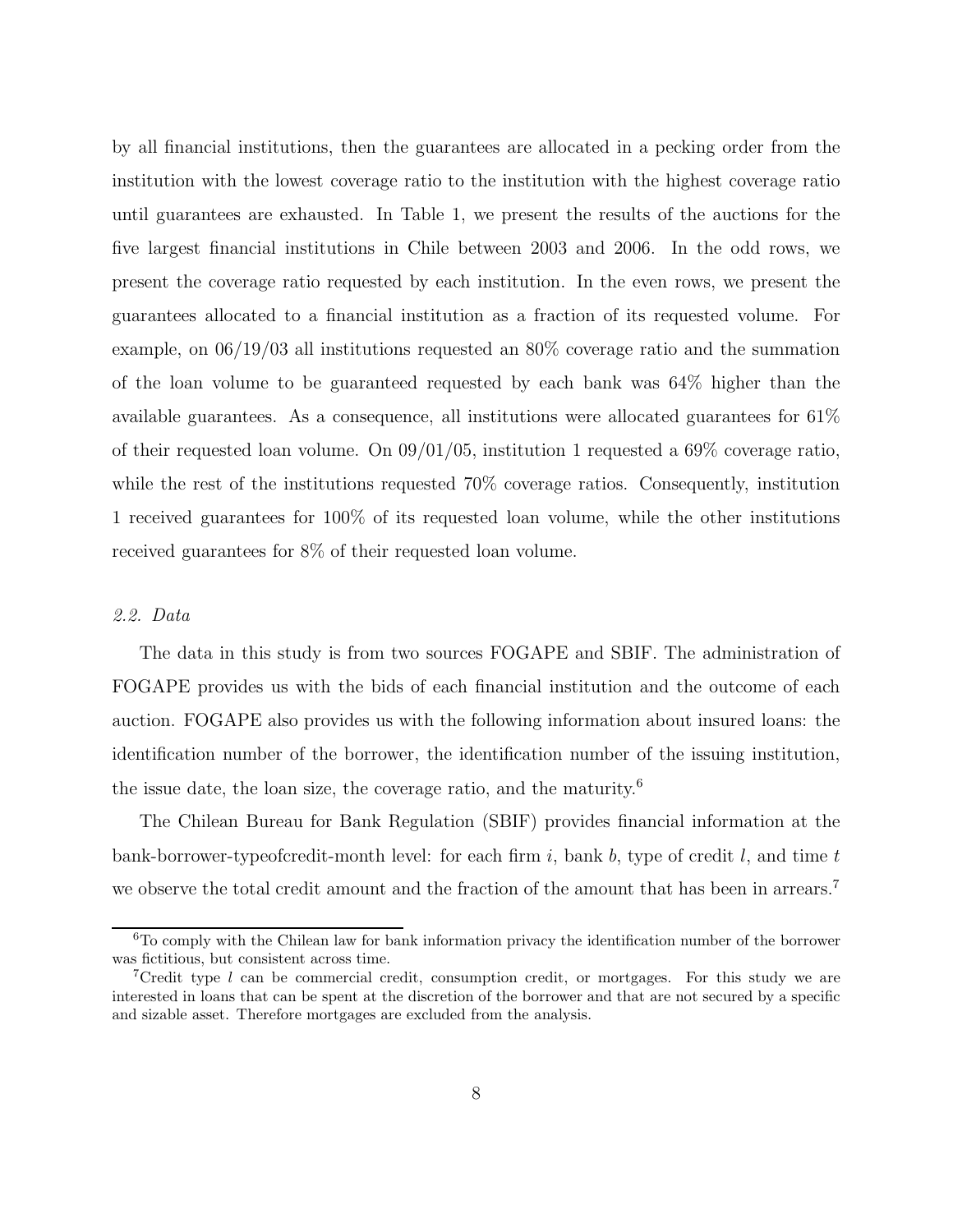by all financial institutions, then the guarantees are allocated in a pecking order from the institution with the lowest coverage ratio to the institution with the highest coverage ratio until guarantees are exhausted. In Table 1, we present the results of the auctions for the five largest financial institutions in Chile between 2003 and 2006. In the odd rows, we present the coverage ratio requested by each institution. In the even rows, we present the guarantees allocated to a financial institution as a fraction of its requested volume. For example, on 06/19/03 all institutions requested an 80% coverage ratio and the summation of the loan volume to be guaranteed requested by each bank was 64% higher than the available guarantees. As a consequence, all institutions were allocated guarantees for 61% of their requested loan volume. On 09/01/05, institution 1 requested a 69% coverage ratio, while the rest of the institutions requested 70% coverage ratios. Consequently, institution 1 received guarantees for 100% of its requested loan volume, while the other institutions received guarantees for 8% of their requested loan volume.

### *2.2. Data*

The data in this study is from two sources FOGAPE and SBIF. The administration of FOGAPE provides us with the bids of each financial institution and the outcome of each auction. FOGAPE also provides us with the following information about insured loans: the identification number of the borrower, the identification number of the issuing institution, the issue date, the loan size, the coverage ratio, and the maturity.[6]

The Chilean Bureau for Bank Regulation (SBIF) provides financial information at the bank-borrower-typeofcredit-month level: for each firm $i$, bank $b$, type of credit $l$, and time $t$ we observe the total credit amount and the fraction of the amount that has been in arrears.[7]

[6] To comply with the Chilean law for bank information privacy the identification number of the borrower was fictitious, but consistent across time.

[7] Credit type $l$ can be commercial credit, consumption credit, or mortgages. For this study we are interested in loans that can be spent at the discretion of the borrower and that are not secured by a specific and sizable asset. Therefore mortgages are excluded from the analysis.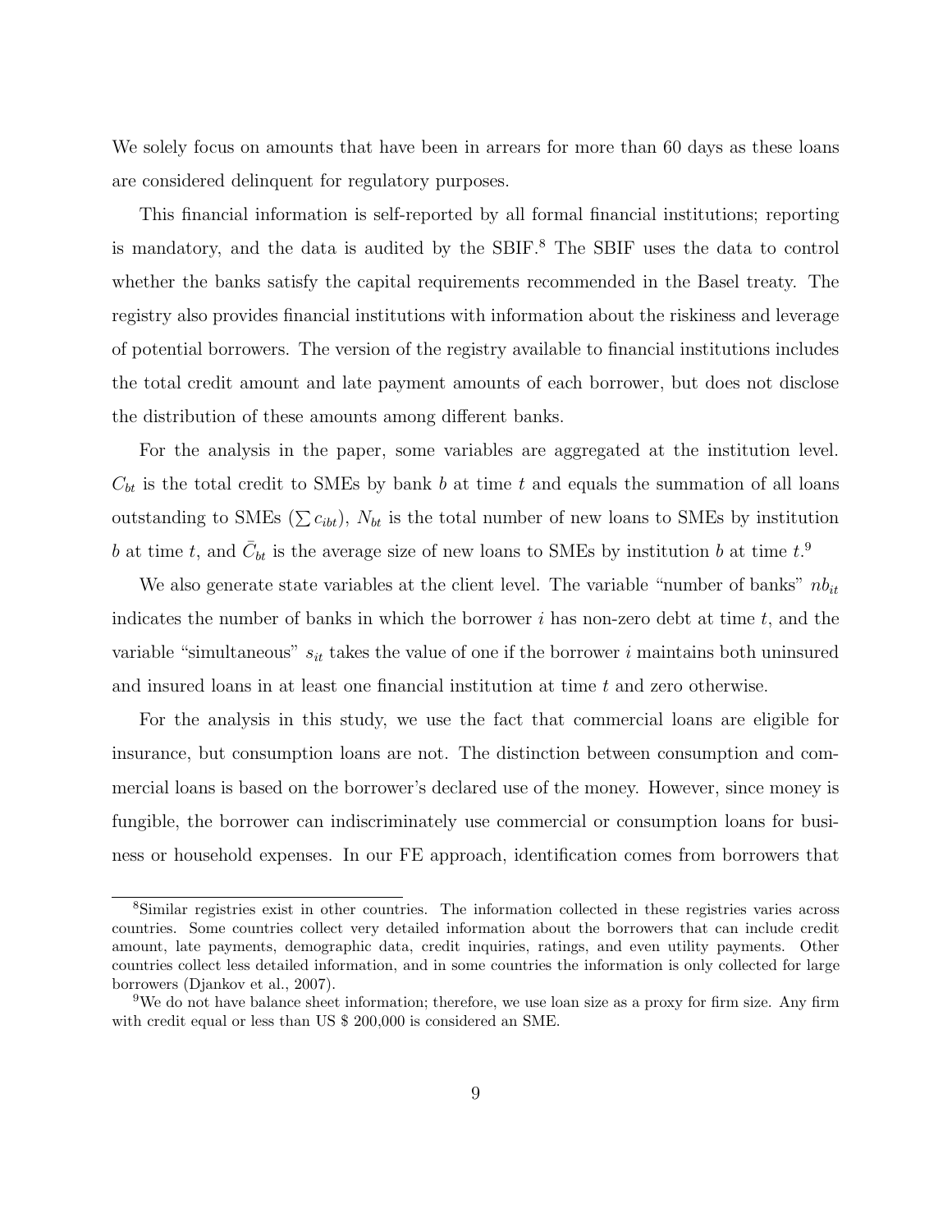We solely focus on amounts that have been in arrears for more than 60 days as these loans are considered delinquent for regulatory purposes.

This financial information is self-reported by all formal financial institutions; reporting is mandatory, and the data is audited by the SBIF.[8] The SBIF uses the data to control whether the banks satisfy the capital requirements recommended in the Basel treaty. The registry also provides financial institutions with information about the riskiness and leverage of potential borrowers. The version of the registry available to financial institutions includes the total credit amount and late payment amounts of each borrower, but does not disclose the distribution of these amounts among different banks.

For the analysis in the paper, some variables are aggregated at the institution level. $C_{bt}$ is the total credit to SMEs by bank $b$ at time $t$ and equals the summation of all loans outstanding to SMEs ($\sum c_{ibt}$), $N_{bt}$ is the total number of new loans to SMEs by institution $b$ at time $t$, and $\bar{C}_{bt}$ is the average size of new loans to SMEs by institution $b$ at time $t$.[9]

We also generate state variables at the client level. The variable "number of banks" $nb_{it}$ indicates the number of banks in which the borrower $i$ has non-zero debt at time $t$, and the variable "simultaneous" $s_{it}$ takes the value of one if the borrower $i$ maintains both uninsured and insured loans in at least one financial institution at time $t$ and zero otherwise.

For the analysis in this study, we use the fact that commercial loans are eligible for insurance, but consumption loans are not. The distinction between consumption and commercial loans is based on the borrower's declared use of the money. However, since money is fungible, the borrower can indiscriminately use commercial or consumption loans for business or household expenses. In our FE approach, identification comes from borrowers that

[8] Similar registries exist in other countries. The information collected in these registries varies across countries. Some countries collect very detailed information about the borrowers that can include credit amount, late payments, demographic data, credit inquiries, ratings, and even utility payments. Other countries collect less detailed information, and in some countries the information is only collected for large borrowers (Djankov et al., 2007).

[9] We do not have balance sheet information; therefore, we use loan size as a proxy for firm size. Any firm with credit equal or less than US $ 200,000 is considered an SME.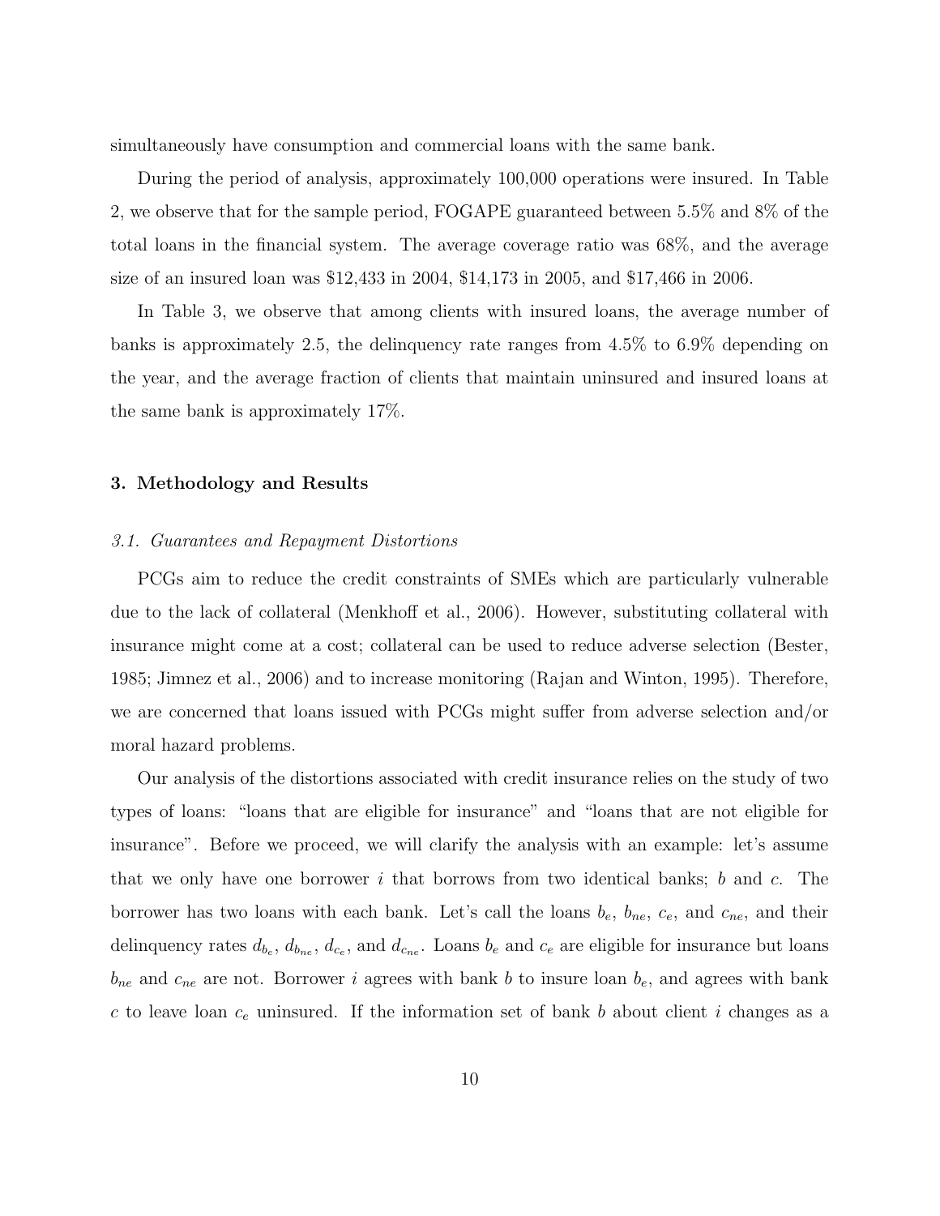simultaneously have consumption and commercial loans with the same bank.

During the period of analysis, approximately 100,000 operations were insured. In Table 2, we observe that for the sample period, FOGAPE guaranteed between 5.5% and 8% of the total loans in the financial system. The average coverage ratio was 68%, and the average size of an insured loan was $12,433 in 2004, $14,173 in 2005, and $17,466 in 2006.

In Table 3, we observe that among clients with insured loans, the average number of banks is approximately 2.5, the delinquency rate ranges from 4.5% to 6.9% depending on the year, and the average fraction of clients that maintain uninsured and insured loans at the same bank is approximately 17%.

## 3. Methodology and Results

### *3.1. Guarantees and Repayment Distortions*

PCGs aim to reduce the credit constraints of SMEs which are particularly vulnerable due to the lack of collateral (Menkhoff et al., 2006). However, substituting collateral with insurance might come at a cost; collateral can be used to reduce adverse selection (Bester, 1985; Jimnez et al., 2006) and to increase monitoring (Rajan and Winton, 1995). Therefore, we are concerned that loans issued with PCGs might suffer from adverse selection and/or moral hazard problems.

Our analysis of the distortions associated with credit insurance relies on the study of two types of loans: "loans that are eligible for insurance" and "loans that are not eligible for insurance". Before we proceed, we will clarify the analysis with an example: let's assume that we only have one borrower $i$ that borrows from two identical banks; $b$ and $c$. The borrower has two loans with each bank. Let's call the loans $b_e$, $b_{ne}$, $c_e$, and $c_{ne}$, and their delinquency rates $d_{b_e}$, $d_{b_{ne}}$, $d_{c_e}$, and $d_{c_{ne}}$. Loans $b_e$ and $c_e$ are eligible for insurance but loans $b_{ne}$ and $c_{ne}$ are not. Borrower $i$ agrees with bank $b$ to insure loan $b_e$, and agrees with bank $c$ to leave loan $c_e$ uninsured. If the information set of bank $b$ about client $i$ changes as a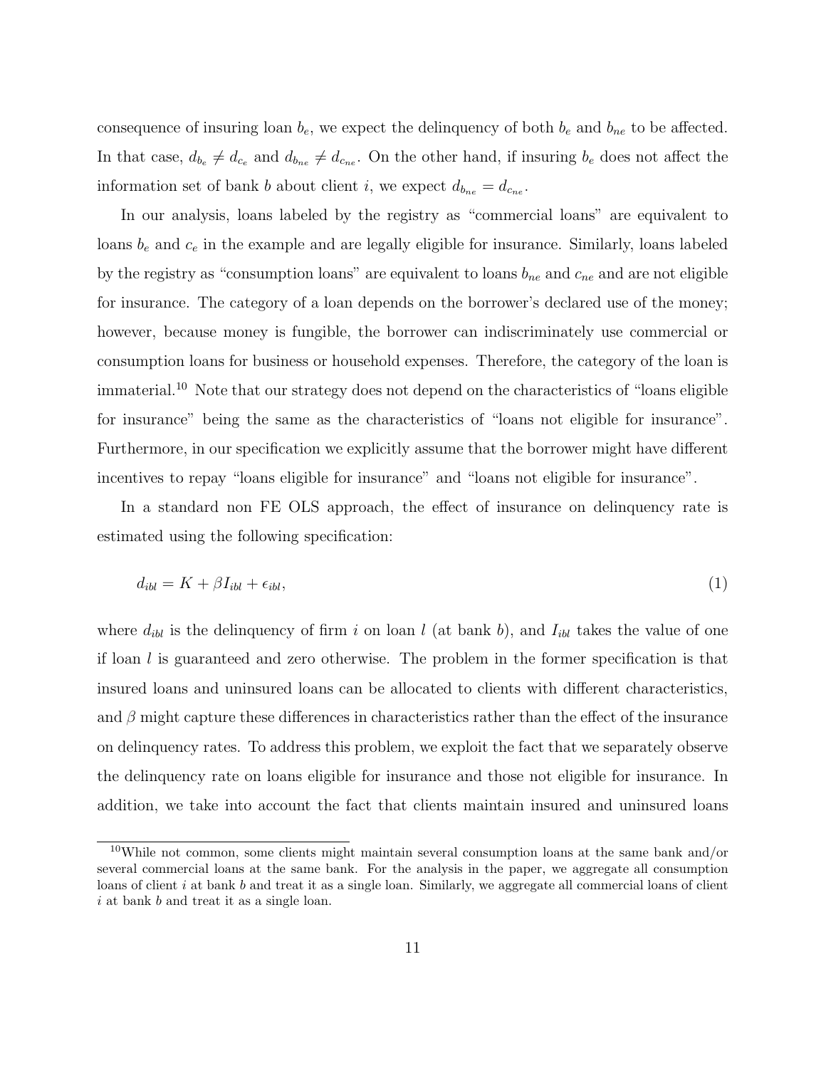consequence of insuring loan $b_e$, we expect the delinquency of both $b_e$ and $b_{ne}$ to be affected. In that case, $d_{b_e} \neq d_{c_e}$ and $d_{b_{ne}} \neq d_{c_{ne}}$. On the other hand, if insuring $b_e$ does not affect the information set of bank $b$ about client $i$, we expect $d_{b_{ne}} = d_{c_{ne}}$.

In our analysis, loans labeled by the registry as "commercial loans" are equivalent to loans $b_e$ and $c_e$ in the example and are legally eligible for insurance. Similarly, loans labeled by the registry as "consumption loans" are equivalent to loans $b_{ne}$ and $c_{ne}$ and are not eligible for insurance. The category of a loan depends on the borrower's declared use of the money; however, because money is fungible, the borrower can indiscriminately use commercial or consumption loans for business or household expenses. Therefore, the category of the loan is immaterial.[10] Note that our strategy does not depend on the characteristics of "loans eligible for insurance" being the same as the characteristics of "loans not eligible for insurance". Furthermore, in our specification we explicitly assume that the borrower might have different incentives to repay "loans eligible for insurance" and "loans not eligible for insurance".

In a standard non FE OLS approach, the effect of insurance on delinquency rate is estimated using the following specification:

$$d_{ibl} = K + \beta I_{ibl} + \epsilon_{ibl}, \tag{1}$$

where $d_{ibl}$ is the delinquency of firm $i$ on loan $l$ (at bank $b$), and $I_{ibl}$ takes the value of one if loan $l$ is guaranteed and zero otherwise. The problem in the former specification is that insured loans and uninsured loans can be allocated to clients with different characteristics, and $\beta$ might capture these differences in characteristics rather than the effect of the insurance on delinquency rates. To address this problem, we exploit the fact that we separately observe the delinquency rate on loans eligible for insurance and those not eligible for insurance. In addition, we take into account the fact that clients maintain insured and uninsured loans

[10] While not common, some clients might maintain several consumption loans at the same bank and/or several commercial loans at the same bank. For the analysis in the paper, we aggregate all consumption loans of client $i$ at bank $b$ and treat it as a single loan. Similarly, we aggregate all commercial loans of client $i$ at bank $b$ and treat it as a single loan.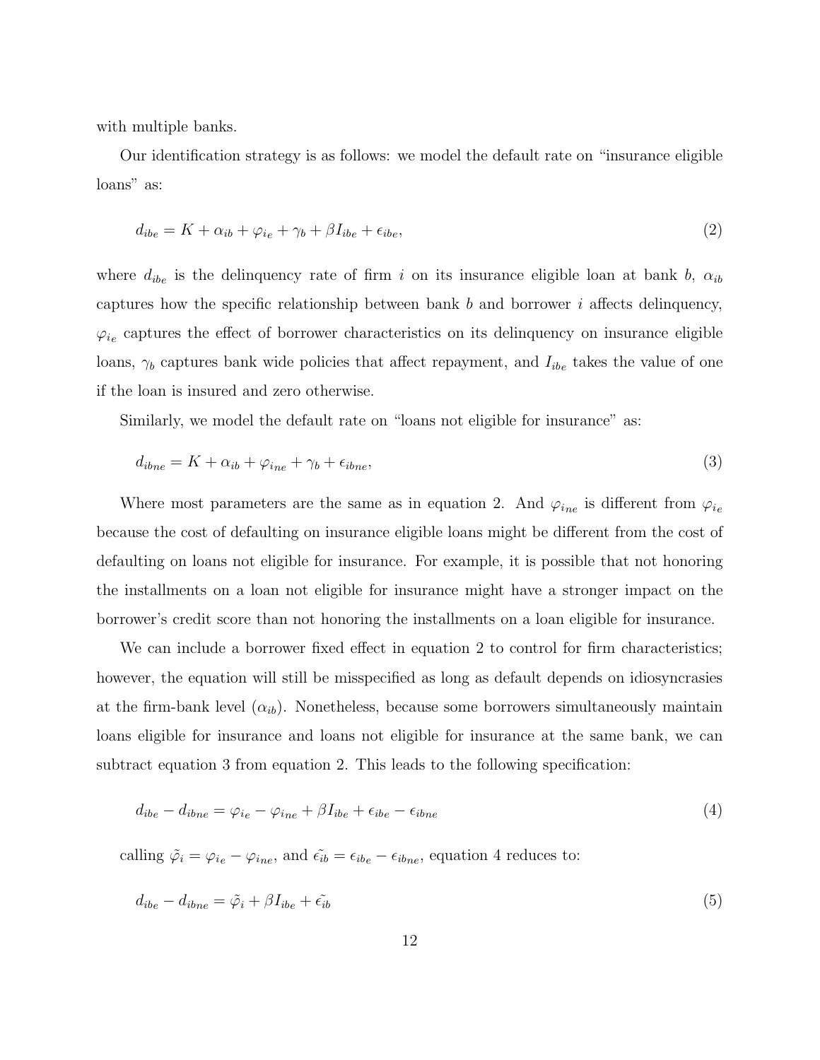with multiple banks.

Our identification strategy is as follows: we model the default rate on "insurance eligible loans" as:

$$d_{ibe} = K + \alpha_{ib} + \varphi_{ie} + \gamma_b + \beta I_{ibe} + \epsilon_{ibe}, \tag{2}$$

where $d_{ibe}$ is the delinquency rate of firm $i$ on its insurance eligible loan at bank $b$, $\alpha_{ib}$ captures how the specific relationship between bank $b$ and borrower $i$ affects delinquency, $\varphi_{i_e}$ captures the effect of borrower characteristics on its delinquency on insurance eligible loans, $\gamma_b$ captures bank wide policies that affect repayment, and $I_{ibe}$ takes the value of one if the loan is insured and zero otherwise.

Similarly, we model the default rate on "loans not eligible for insurance" as:

$$d_{ibne} = K + \alpha_{ib} + \varphi_{ine} + \gamma_b + \epsilon_{ibne}, \tag{3}$$

Where most parameters are the same as in equation 2. And $\varphi_{i_{ne}}$ is different from $\varphi_{i_e}$ because the cost of defaulting on insurance eligible loans might be different from the cost of defaulting on loans not eligible for insurance. For example, it is possible that not honoring the installments on a loan not eligible for insurance might have a stronger impact on the borrower's credit score than not honoring the installments on a loan eligible for insurance.

We can include a borrower fixed effect in equation 2 to control for firm characteristics; however, the equation will still be misspecified as long as default depends on idiosyncrasies at the firm-bank level ($\alpha_{ib}$). Nonetheless, because some borrowers simultaneously maintain loans eligible for insurance and loans not eligible for insurance at the same bank, we can subtract equation 3 from equation 2. This leads to the following specification:

$$d_{ibe} - d_{ibne} = \varphi_{ie} - \varphi_{ine} + \beta I_{ibe} + \epsilon_{ibe} - \epsilon_{ibne} \tag{4}$$

calling $\tilde{\varphi_i} = \varphi_{ie} - \varphi_{ine}$, and $\tilde{\epsilon_{ib}} = \epsilon_{ibe} - \epsilon_{ibne}$, equation 4 reduces to:

$$d_{ibe} - d_{ibne} = \tilde{\varphi_i} + \beta I_{ibe} + \tilde{\epsilon_{ib}} \tag{5}$$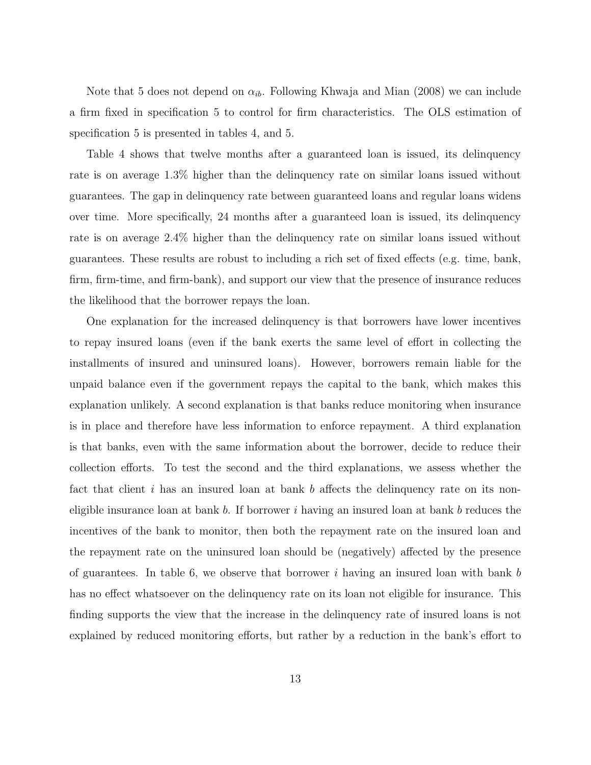Note that 5 does not depend on $\alpha_{ib}$. Following Khwaja and Mian (2008) we can include a firm fixed in specification 5 to control for firm characteristics. The OLS estimation of specification 5 is presented in tables 4, and 5.

Table 4 shows that twelve months after a guaranteed loan is issued, its delinquency rate is on average 1.3% higher than the delinquency rate on similar loans issued without guarantees. The gap in delinquency rate between guaranteed loans and regular loans widens over time. More specifically, 24 months after a guaranteed loan is issued, its delinquency rate is on average 2.4% higher than the delinquency rate on similar loans issued without guarantees. These results are robust to including a rich set of fixed effects (e.g. time, bank, firm, firm-time, and firm-bank), and support our view that the presence of insurance reduces the likelihood that the borrower repays the loan.

One explanation for the increased delinquency is that borrowers have lower incentives to repay insured loans (even if the bank exerts the same level of effort in collecting the installments of insured and uninsured loans). However, borrowers remain liable for the unpaid balance even if the government repays the capital to the bank, which makes this explanation unlikely. A second explanation is that banks reduce monitoring when insurance is in place and therefore have less information to enforce repayment. A third explanation is that banks, even with the same information about the borrower, decide to reduce their collection efforts. To test the second and the third explanations, we assess whether the fact that client $i$ has an insured loan at bank $b$ affects the delinquency rate on its non-eligible insurance loan at bank $b$. If borrower $i$ having an insured loan at bank $b$ reduces the incentives of the bank to monitor, then both the repayment rate on the insured loan and the repayment rate on the uninsured loan should be (negatively) affected by the presence of guarantees. In table 6, we observe that borrower $i$ having an insured loan with bank $b$ has no effect whatsoever on the delinquency rate on its loan not eligible for insurance. This finding supports the view that the increase in the delinquency rate of insured loans is not explained by reduced monitoring efforts, but rather by a reduction in the bank's effort to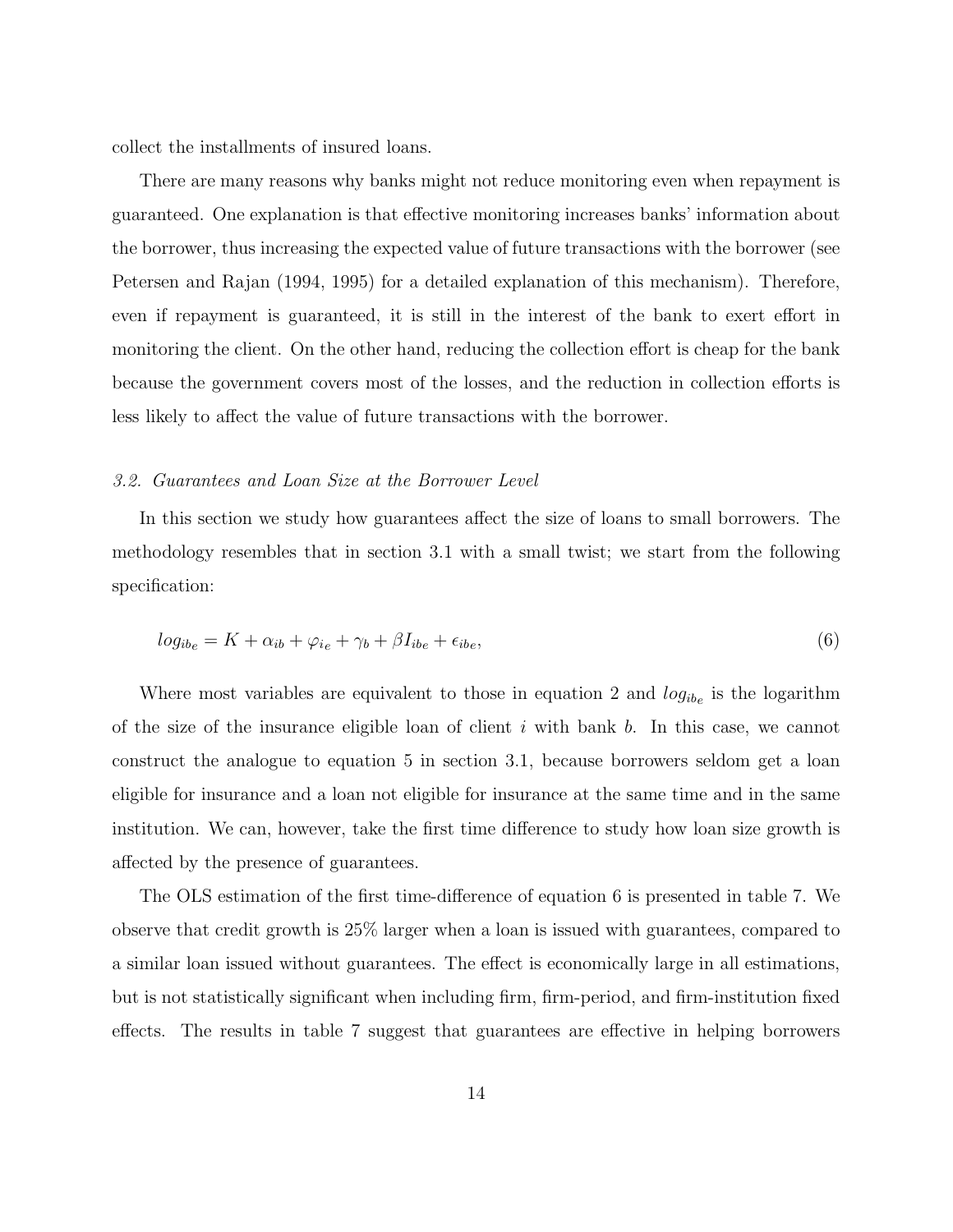collect the installments of insured loans.

There are many reasons why banks might not reduce monitoring even when repayment is guaranteed. One explanation is that effective monitoring increases banks' information about the borrower, thus increasing the expected value of future transactions with the borrower (see Petersen and Rajan (1994, 1995) for a detailed explanation of this mechanism). Therefore, even if repayment is guaranteed, it is still in the interest of the bank to exert effort in monitoring the client. On the other hand, reducing the collection effort is cheap for the bank because the government covers most of the losses, and the reduction in collection efforts is less likely to affect the value of future transactions with the borrower.

### *3.2. Guarantees and Loan Size at the Borrower Level*

In this section we study how guarantees affect the size of loans to small borrowers. The methodology resembles that in section 3.1 with a small twist; we start from the following specification:

$$log_{ib_e} = K + \alpha_{ib} + \varphi_{i_e} + \gamma_b + \beta I_{ibe} + \epsilon_{ibe}, \tag{6}$$

Where most variables are equivalent to those in equation 2 and $log_{ib_e}$ is the logarithm of the size of the insurance eligible loan of client $i$ with bank $b$. In this case, we cannot construct the analogue to equation 5 in section 3.1, because borrowers seldom get a loan eligible for insurance and a loan not eligible for insurance at the same time and in the same institution. We can, however, take the first time difference to study how loan size growth is affected by the presence of guarantees.

The OLS estimation of the first time-difference of equation 6 is presented in table 7. We observe that credit growth is 25% larger when a loan is issued with guarantees, compared to a similar loan issued without guarantees. The effect is economically large in all estimations, but is not statistically significant when including firm, firm-period, and firm-institution fixed effects. The results in table 7 suggest that guarantees are effective in helping borrowers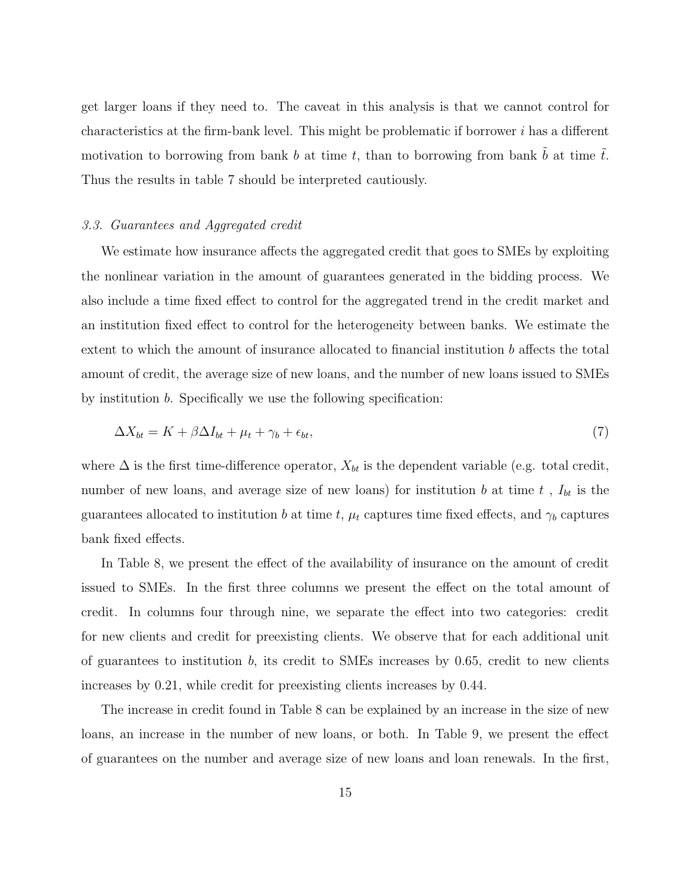get larger loans if they need to. The caveat in this analysis is that we cannot control for characteristics at the firm-bank level. This might be problematic if borrower $i$ has a different motivation to borrowing from bank $b$ at time $t$, than to borrowing from bank $\tilde{b}$ at time $\tilde{t}$. Thus the results in table 7 should be interpreted cautiously.

### *3.3. Guarantees and Aggregated credit*

We estimate how insurance affects the aggregated credit that goes to SMEs by exploiting the nonlinear variation in the amount of guarantees generated in the bidding process. We also include a time fixed effect to control for the aggregated trend in the credit market and an institution fixed effect to control for the heterogeneity between banks. We estimate the extent to which the amount of insurance allocated to financial institution $b$ affects the total amount of credit, the average size of new loans, and the number of new loans issued to SMEs by institution $b$. Specifically we use the following specification:

$$\Delta X_{bt} = K + \beta \Delta I_{bt} + \mu_t + \gamma_b + \epsilon_{bt}, \tag{7}$$

where $\Delta$ is the first time-difference operator, $X_{bt}$ is the dependent variable (e.g. total credit, number of new loans, and average size of new loans) for institution $b$ at time $t$ , $I_{bt}$ is the guarantees allocated to institution $b$ at time $t$, $\mu_t$ captures time fixed effects, and $\gamma_b$ captures bank fixed effects.

In Table 8, we present the effect of the availability of insurance on the amount of credit issued to SMEs. In the first three columns we present the effect on the total amount of credit. In columns four through nine, we separate the effect into two categories: credit for new clients and credit for preexisting clients. We observe that for each additional unit of guarantees to institution $b$, its credit to SMEs increases by 0.65, credit to new clients increases by 0.21, while credit for preexisting clients increases by 0.44.

The increase in credit found in Table 8 can be explained by an increase in the size of new loans, an increase in the number of new loans, or both. In Table 9, we present the effect of guarantees on the number and average size of new loans and loan renewals. In the first,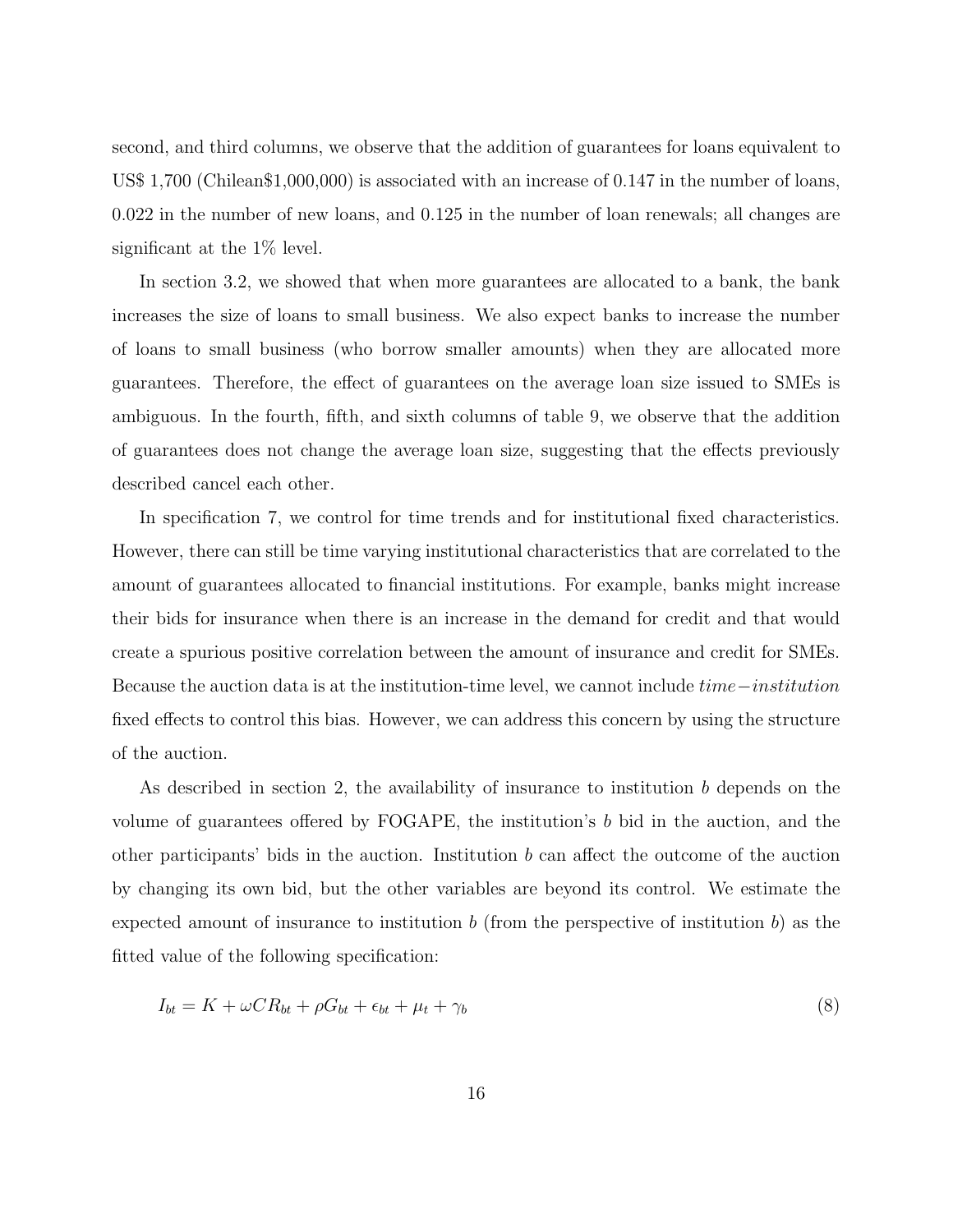second, and third columns, we observe that the addition of guarantees for loans equivalent to US$ 1,700 (Chilean$1,000,000) is associated with an increase of 0.147 in the number of loans, 0.022 in the number of new loans, and 0.125 in the number of loan renewals; all changes are significant at the 1% level.

In section 3.2, we showed that when more guarantees are allocated to a bank, the bank increases the size of loans to small business. We also expect banks to increase the number of loans to small business (who borrow smaller amounts) when they are allocated more guarantees. Therefore, the effect of guarantees on the average loan size issued to SMEs is ambiguous. In the fourth, fifth, and sixth columns of table 9, we observe that the addition of guarantees does not change the average loan size, suggesting that the effects previously described cancel each other.

In specification 7, we control for time trends and for institutional fixed characteristics. However, there can still be time varying institutional characteristics that are correlated to the amount of guarantees allocated to financial institutions. For example, banks might increase their bids for insurance when there is an increase in the demand for credit and that would create a spurious positive correlation between the amount of insurance and credit for SMEs. Because the auction data is at the institution-time level, we cannot include $time-institution$ fixed effects to control this bias. However, we can address this concern by using the structure of the auction.

As described in section 2, the availability of insurance to institution $b$ depends on the volume of guarantees offered by FOGAPE, the institution's $b$ bid in the auction, and the other participants' bids in the auction. Institution $b$ can affect the outcome of the auction by changing its own bid, but the other variables are beyond its control. We estimate the expected amount of insurance to institution $b$ (from the perspective of institution $b$) as the fitted value of the following specification:

$$I_{bt} = K + \omega CR_{bt} + \rho G_{bt} + \epsilon_{bt} + \mu_t + \gamma_b \tag{8}$$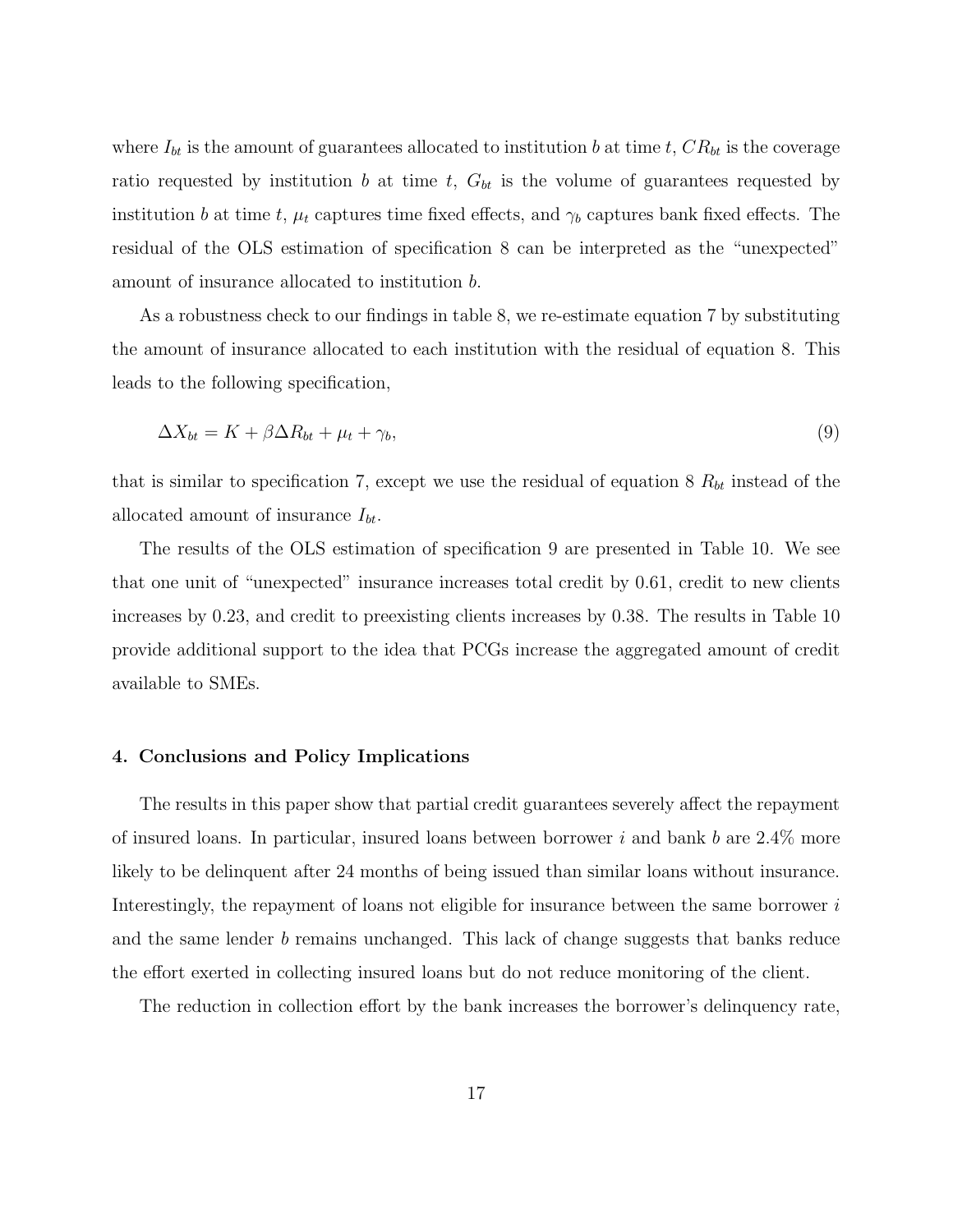where $I_{bt}$ is the amount of guarantees allocated to institution $b$ at time $t$, $CR_{bt}$ is the coverage ratio requested by institution $b$ at time $t$, $G_{bt}$ is the volume of guarantees requested by institution $b$ at time $t$, $\mu_t$ captures time fixed effects, and $\gamma_b$ captures bank fixed effects. The residual of the OLS estimation of specification 8 can be interpreted as the "unexpected" amount of insurance allocated to institution $b$.

As a robustness check to our findings in table 8, we re-estimate equation 7 by substituting the amount of insurance allocated to each institution with the residual of equation 8. This leads to the following specification,

$$\Delta X_{bt} = K + \beta \Delta R_{bt} + \mu_t + \gamma_b, \tag{9}$$

that is similar to specification 7, except we use the residual of equation 8 $R_{bt}$ instead of the allocated amount of insurance $I_{bt}$.

The results of the OLS estimation of specification 9 are presented in Table 10. We see that one unit of "unexpected" insurance increases total credit by 0.61, credit to new clients increases by 0.23, and credit to preexisting clients increases by 0.38. The results in Table 10 provide additional support to the idea that PCGs increase the aggregated amount of credit available to SMEs.

## 4. Conclusions and Policy Implications

The results in this paper show that partial credit guarantees severely affect the repayment of insured loans. In particular, insured loans between borrower $i$ and bank $b$ are 2.4% more likely to be delinquent after 24 months of being issued than similar loans without insurance. Interestingly, the repayment of loans not eligible for insurance between the same borrower $i$ and the same lender $b$ remains unchanged. This lack of change suggests that banks reduce the effort exerted in collecting insured loans but do not reduce monitoring of the client.

The reduction in collection effort by the bank increases the borrower's delinquency rate,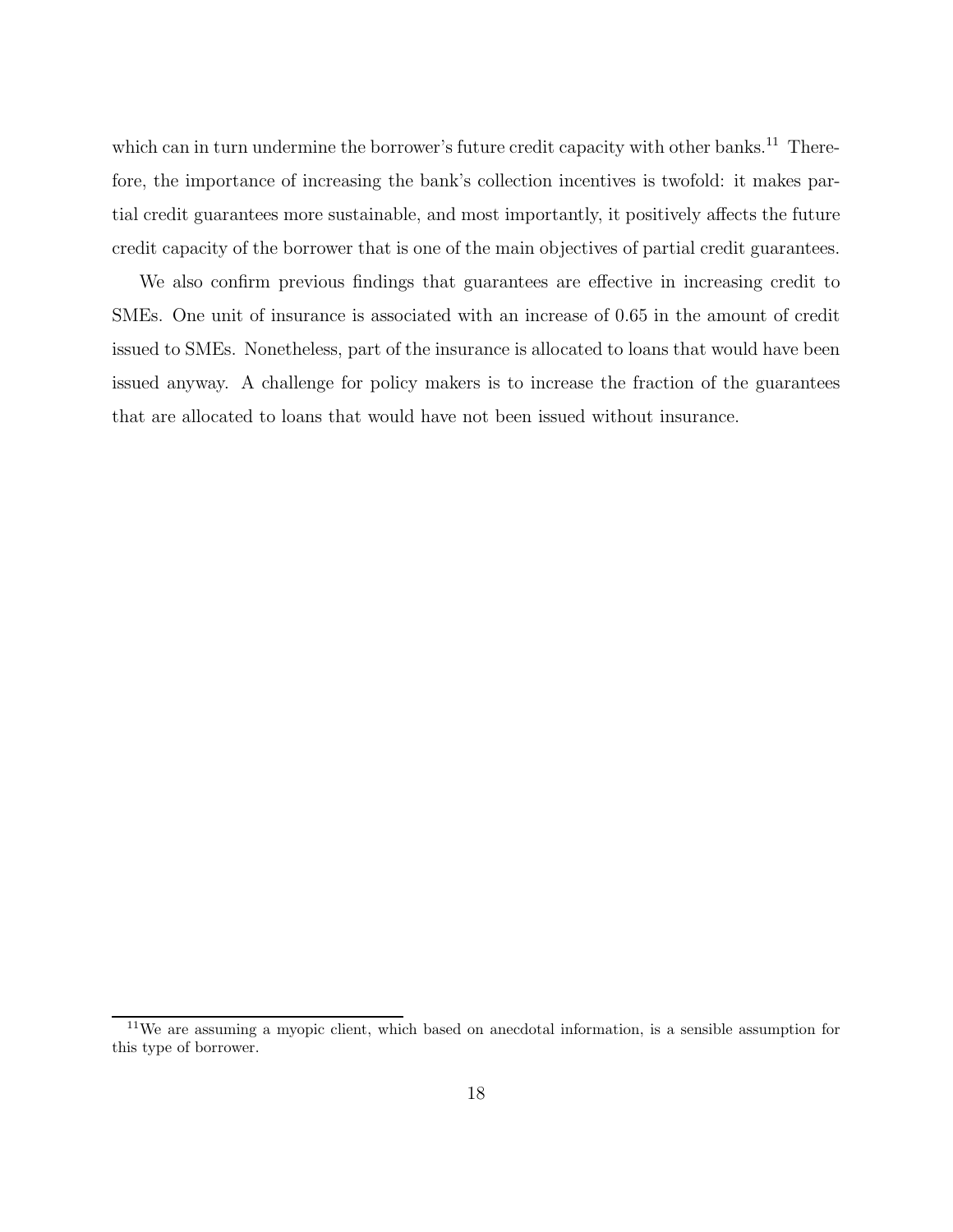which can in turn undermine the borrower's future credit capacity with other banks.[11] Therefore, the importance of increasing the bank's collection incentives is twofold: it makes partial credit guarantees more sustainable, and most importantly, it positively affects the future credit capacity of the borrower that is one of the main objectives of partial credit guarantees.

We also confirm previous findings that guarantees are effective in increasing credit to SMEs. One unit of insurance is associated with an increase of 0.65 in the amount of credit issued to SMEs. Nonetheless, part of the insurance is allocated to loans that would have been issued anyway. A challenge for policy makers is to increase the fraction of the guarantees that are allocated to loans that would have not been issued without insurance.

[11] We are assuming a myopic client, which based on anecdotal information, is a sensible assumption for this type of borrower.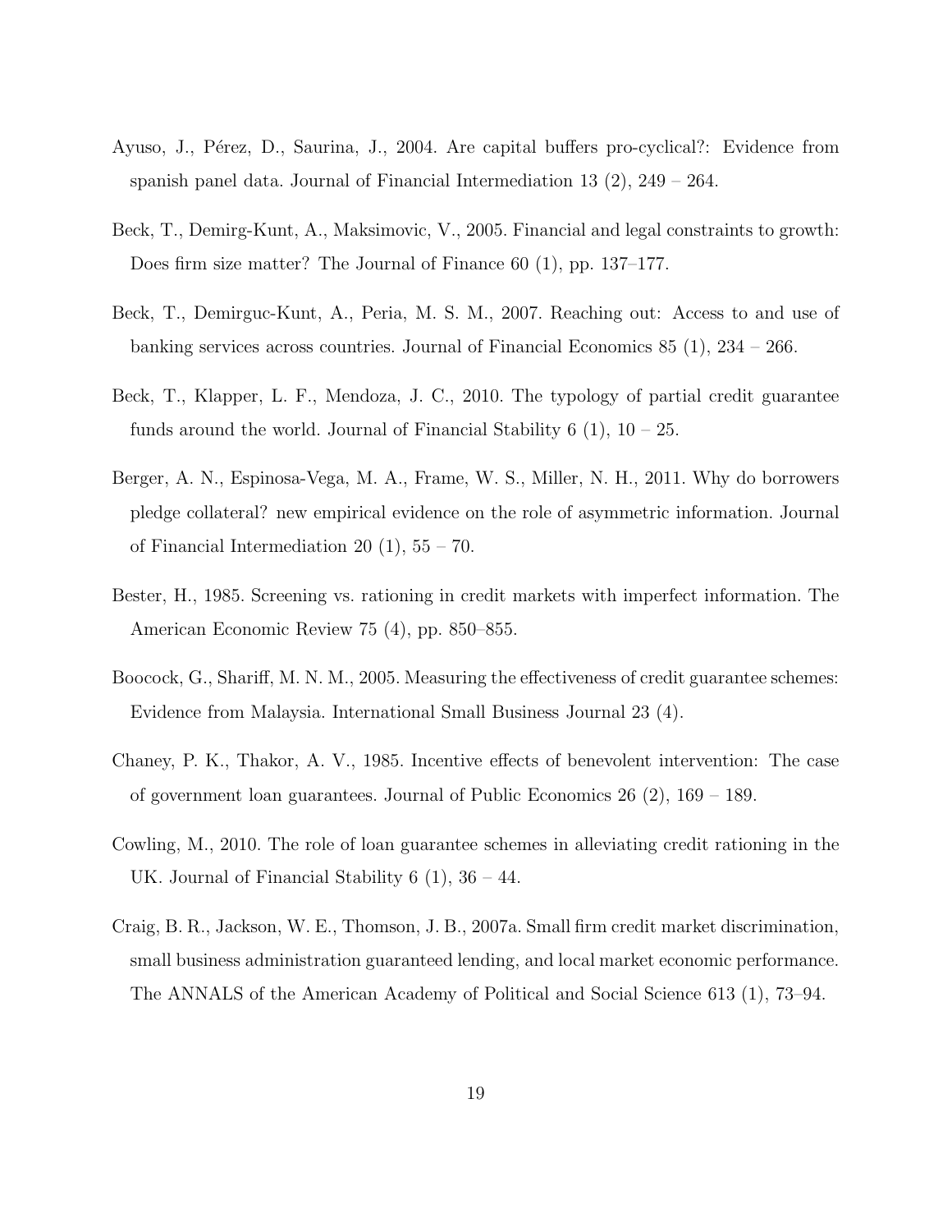Ayuso, J., Pérez, D., Saurina, J., 2004. Are capital buffers pro-cyclical?: Evidence from spanish panel data. Journal of Financial Intermediation 13 (2), 249 – 264.

Beck, T., Demirg-Kunt, A., Maksimovic, V., 2005. Financial and legal constraints to growth: Does firm size matter? The Journal of Finance 60 (1), pp. 137–177.

Beck, T., Demirguc-Kunt, A., Peria, M. S. M., 2007. Reaching out: Access to and use of banking services across countries. Journal of Financial Economics 85 (1), 234 – 266.

Beck, T., Klapper, L. F., Mendoza, J. C., 2010. The typology of partial credit guarantee funds around the world. Journal of Financial Stability 6 (1), 10 – 25.

Berger, A. N., Espinosa-Vega, M. A., Frame, W. S., Miller, N. H., 2011. Why do borrowers pledge collateral? new empirical evidence on the role of asymmetric information. Journal of Financial Intermediation 20 (1), 55 – 70.

Bester, H., 1985. Screening vs. rationing in credit markets with imperfect information. The American Economic Review 75 (4), pp. 850–855.

Boocock, G., Shariff, M. N. M., 2005. Measuring the effectiveness of credit guarantee schemes: Evidence from Malaysia. International Small Business Journal 23 (4).

Chaney, P. K., Thakor, A. V., 1985. Incentive effects of benevolent intervention: The case of government loan guarantees. Journal of Public Economics 26 (2), 169 – 189.

Cowling, M., 2010. The role of loan guarantee schemes in alleviating credit rationing in the UK. Journal of Financial Stability 6 (1), 36 – 44.

Craig, B. R., Jackson, W. E., Thomson, J. B., 2007a. Small firm credit market discrimination, small business administration guaranteed lending, and local market economic performance. The ANNALS of the American Academy of Political and Social Science 613 (1), 73–94.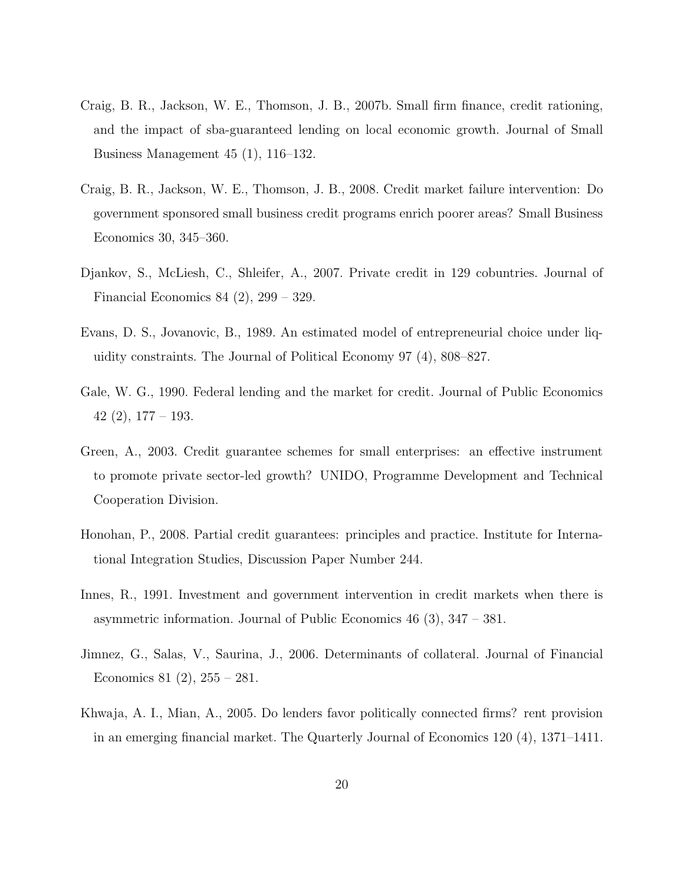Craig, B. R., Jackson, W. E., Thomson, J. B., 2007b. Small firm finance, credit rationing, and the impact of sba-guaranteed lending on local economic growth. Journal of Small Business Management 45 (1), 116–132.

Craig, B. R., Jackson, W. E., Thomson, J. B., 2008. Credit market failure intervention: Do government sponsored small business credit programs enrich poorer areas? Small Business Economics 30, 345–360.

Djankov, S., McLiesh, C., Shleifer, A., 2007. Private credit in 129 cobuntries. Journal of Financial Economics 84 (2), 299 – 329.

Evans, D. S., Jovanovic, B., 1989. An estimated model of entrepreneurial choice under liquidity constraints. The Journal of Political Economy 97 (4), 808–827.

Gale, W. G., 1990. Federal lending and the market for credit. Journal of Public Economics 42 (2), 177 – 193.

Green, A., 2003. Credit guarantee schemes for small enterprises: an effective instrument to promote private sector-led growth? UNIDO, Programme Development and Technical Cooperation Division.

Honohan, P., 2008. Partial credit guarantees: principles and practice. Institute for International Integration Studies, Discussion Paper Number 244.

Innes, R., 1991. Investment and government intervention in credit markets when there is asymmetric information. Journal of Public Economics 46 (3), 347 – 381.

Jimnez, G., Salas, V., Saurina, J., 2006. Determinants of collateral. Journal of Financial Economics 81 (2), 255 – 281.

Khwaja, A. I., Mian, A., 2005. Do lenders favor politically connected firms? rent provision in an emerging financial market. The Quarterly Journal of Economics 120 (4), 1371–1411.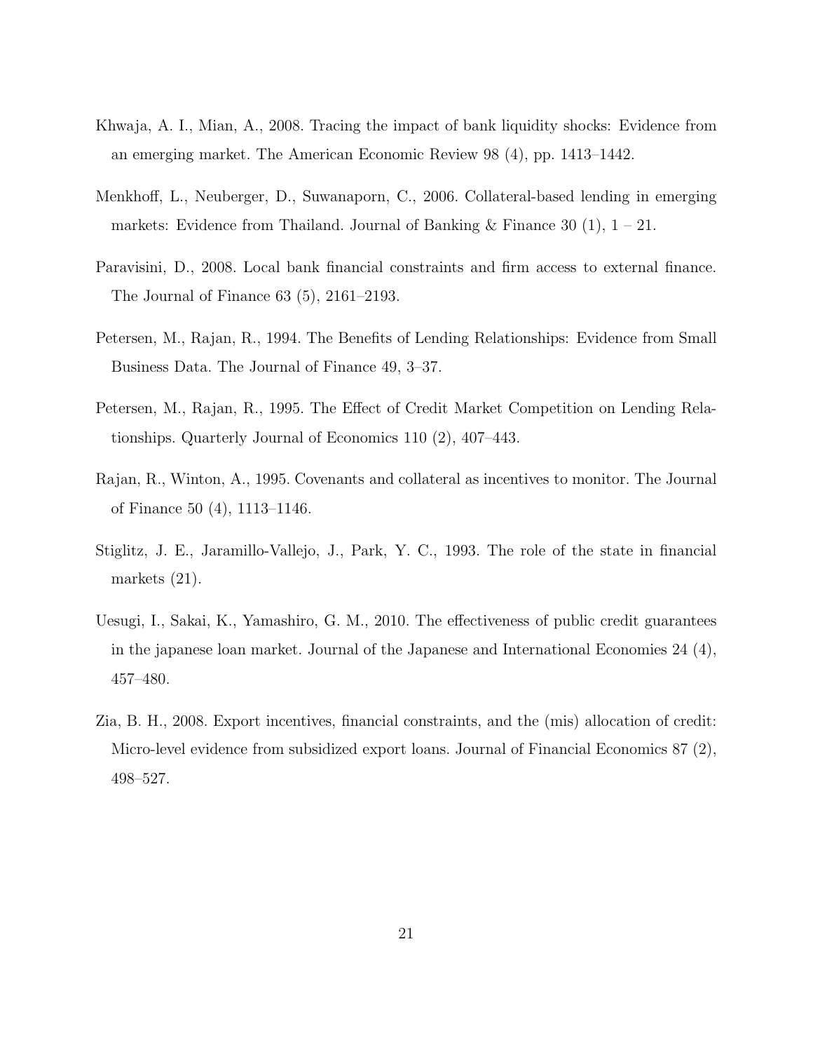Khwaja, A. I., Mian, A., 2008. Tracing the impact of bank liquidity shocks: Evidence from an emerging market. The American Economic Review 98 (4), pp. 1413–1442.

Menkhoff, L., Neuberger, D., Suwanaporn, C., 2006. Collateral-based lending in emerging markets: Evidence from Thailand. Journal of Banking & Finance 30 (1), 1 – 21.

Paravisini, D., 2008. Local bank financial constraints and firm access to external finance. The Journal of Finance 63 (5), 2161–2193.

Petersen, M., Rajan, R., 1994. The Benefits of Lending Relationships: Evidence from Small Business Data. The Journal of Finance 49, 3–37.

Petersen, M., Rajan, R., 1995. The Effect of Credit Market Competition on Lending Relationships. Quarterly Journal of Economics 110 (2), 407–443.

Rajan, R., Winton, A., 1995. Covenants and collateral as incentives to monitor. The Journal of Finance 50 (4), 1113–1146.

Stiglitz, J. E., Jaramillo-Vallejo, J., Park, Y. C., 1993. The role of the state in financial markets (21).

Uesugi, I., Sakai, K., Yamashiro, G. M., 2010. The effectiveness of public credit guarantees in the japanese loan market. Journal of the Japanese and International Economies 24 (4), 457–480.

Zia, B. H., 2008. Export incentives, financial constraints, and the (mis) allocation of credit: Micro-level evidence from subsidized export loans. Journal of Financial Economics 87 (2), 498–527.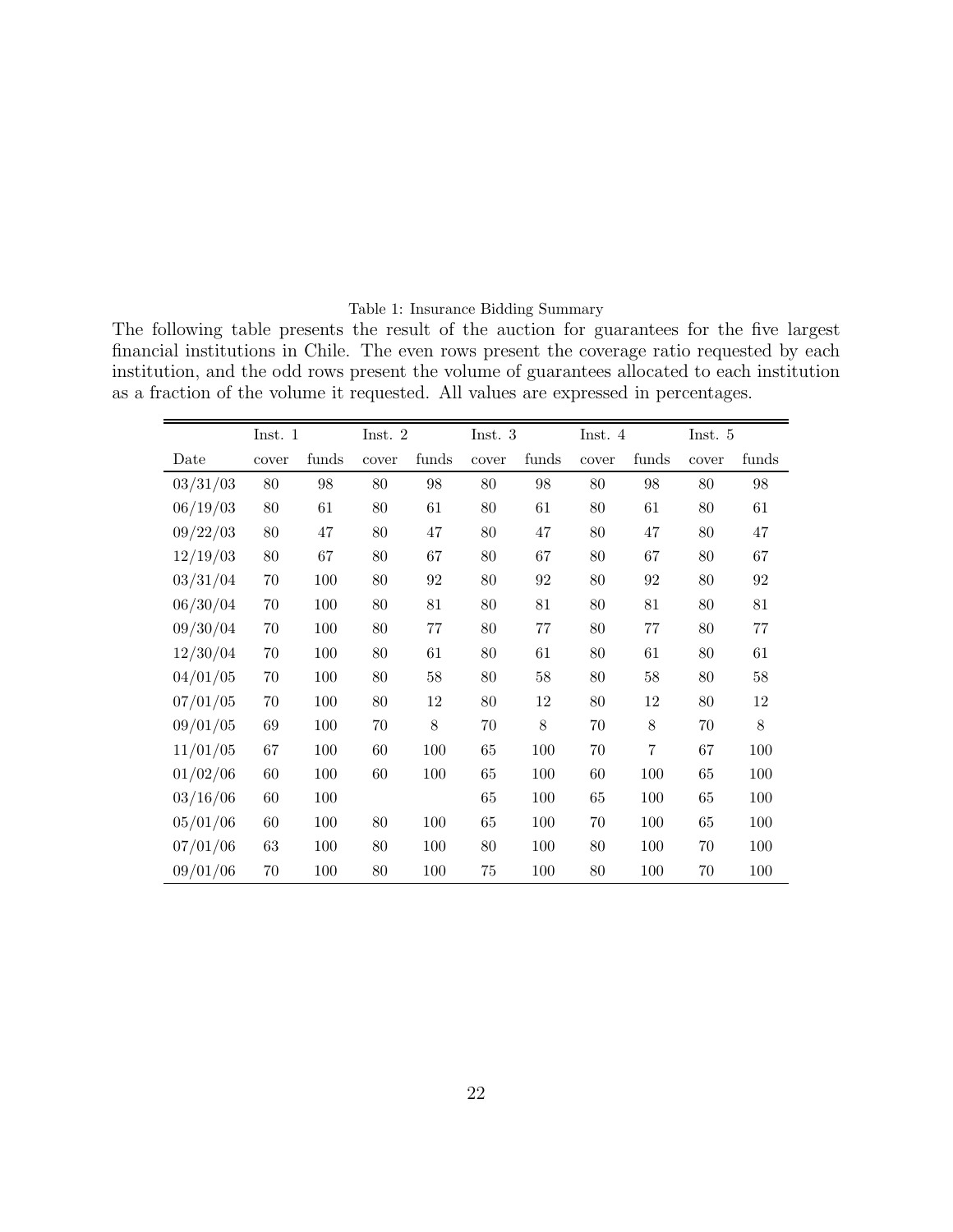Table 1: Insurance Bidding Summary

The following table presents the result of the auction for guarantees for the five largest financial institutions in Chile. The even rows present the coverage ratio requested by each institution, and the odd rows present the volume of guarantees allocated to each institution as a fraction of the volume it requested. All values are expressed in percentages.

| | Inst. 1 | | Inst. 2 | | Inst. 3 | | Inst. 4 | | Inst. 5 | |
|---|---|---|---|---|---|---|---|---|---|---|
| Date | cover | funds | cover | funds | cover | funds | cover | funds | cover | funds |
| 03/31/03 | 80 | 98 | 80 | 98 | 80 | 98 | 80 | 98 | 80 | 98 |
| 06/19/03 | 80 | 61 | 80 | 61 | 80 | 61 | 80 | 61 | 80 | 61 |
| 09/22/03 | 80 | 47 | 80 | 47 | 80 | 47 | 80 | 47 | 80 | 47 |
| 12/19/03 | 80 | 67 | 80 | 67 | 80 | 67 | 80 | 67 | 80 | 67 |
| 03/31/04 | 70 | 100 | 80 | 92 | 80 | 92 | 80 | 92 | 80 | 92 |
| 06/30/04 | 70 | 100 | 80 | 81 | 80 | 81 | 80 | 81 | 80 | 81 |
| 09/30/04 | 70 | 100 | 80 | 77 | 80 | 77 | 80 | 77 | 80 | 77 |
| 12/30/04 | 70 | 100 | 80 | 61 | 80 | 61 | 80 | 61 | 80 | 61 |
| 04/01/05 | 70 | 100 | 80 | 58 | 80 | 58 | 80 | 58 | 80 | 58 |
| 07/01/05 | 70 | 100 | 80 | 12 | 80 | 12 | 80 | 12 | 80 | 12 |
| 09/01/05 | 69 | 100 | 70 | 8 | 70 | 8 | 70 | 8 | 70 | 8 |
| 11/01/05 | 67 | 100 | 60 | 100 | 65 | 100 | 70 | 7 | 67 | 100 |
| 01/02/06 | 60 | 100 | 60 | 100 | 65 | 100 | 60 | 100 | 65 | 100 |
| 03/16/06 | 60 | 100 | | | 65 | 100 | 65 | 100 | 65 | 100 |
| 05/01/06 | 60 | 100 | 80 | 100 | 65 | 100 | 70 | 100 | 65 | 100 |
| 07/01/06 | 63 | 100 | 80 | 100 | 80 | 100 | 80 | 100 | 70 | 100 |
| 09/01/06 | 70 | 100 | 80 | 100 | 75 | 100 | 80 | 100 | 70 | 100 |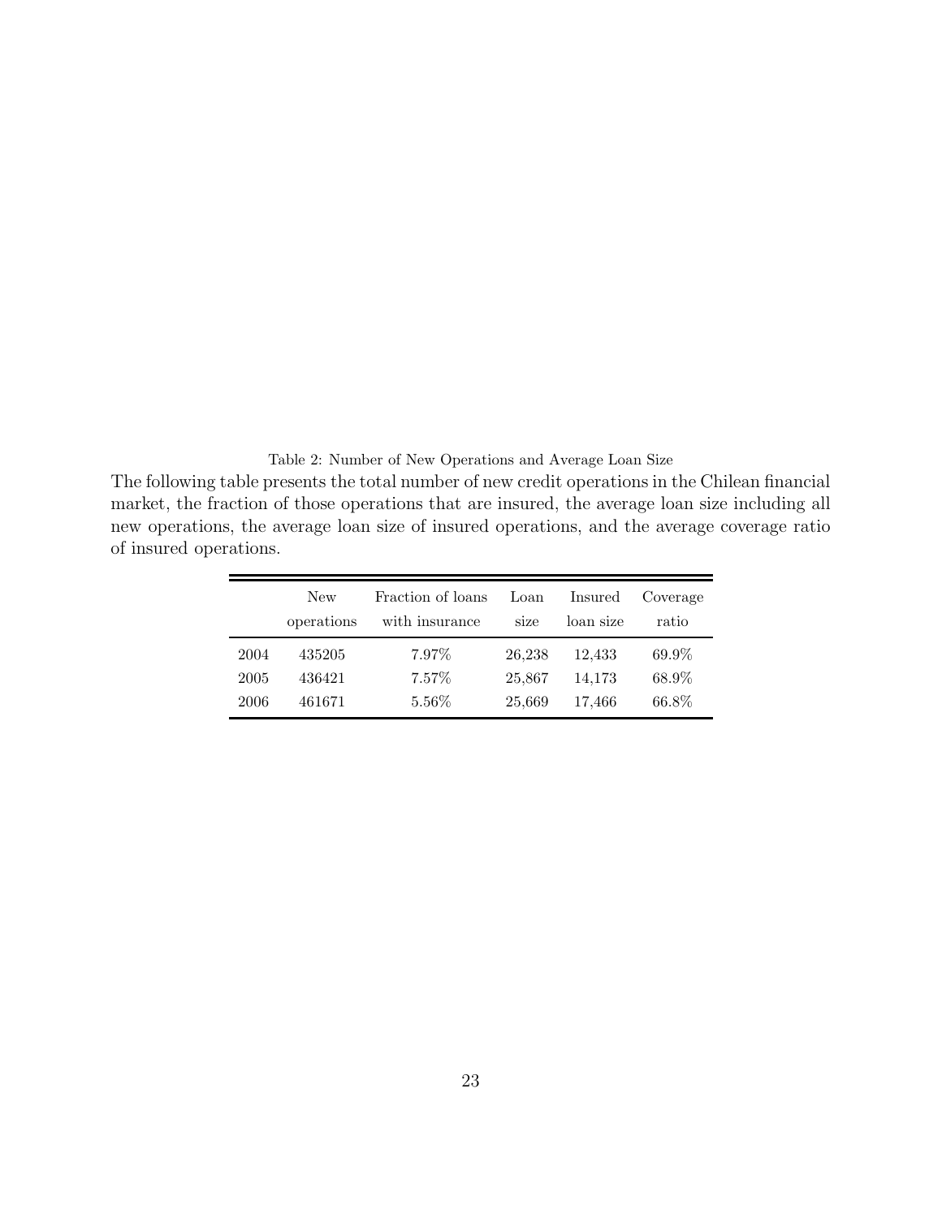Table 2: Number of New Operations and Average Loan Size

The following table presents the total number of new credit operations in the Chilean financial market, the fraction of those operations that are insured, the average loan size including all new operations, the average loan size of insured operations, and the average coverage ratio of insured operations.

| | New operations | Fraction of loans with insurance | Loan size | Insured loan size | Coverage ratio |
|---|---|---|---|---|---|
| 2004 | 435205 | 7.97% | 26,238 | 12,433 | 69.9% |
| 2005 | 436421 | 7.57% | 25,867 | 14,173 | 68.9% |
| 2006 | 461671 | 5.56% | 25,669 | 17,466 | 66.8% |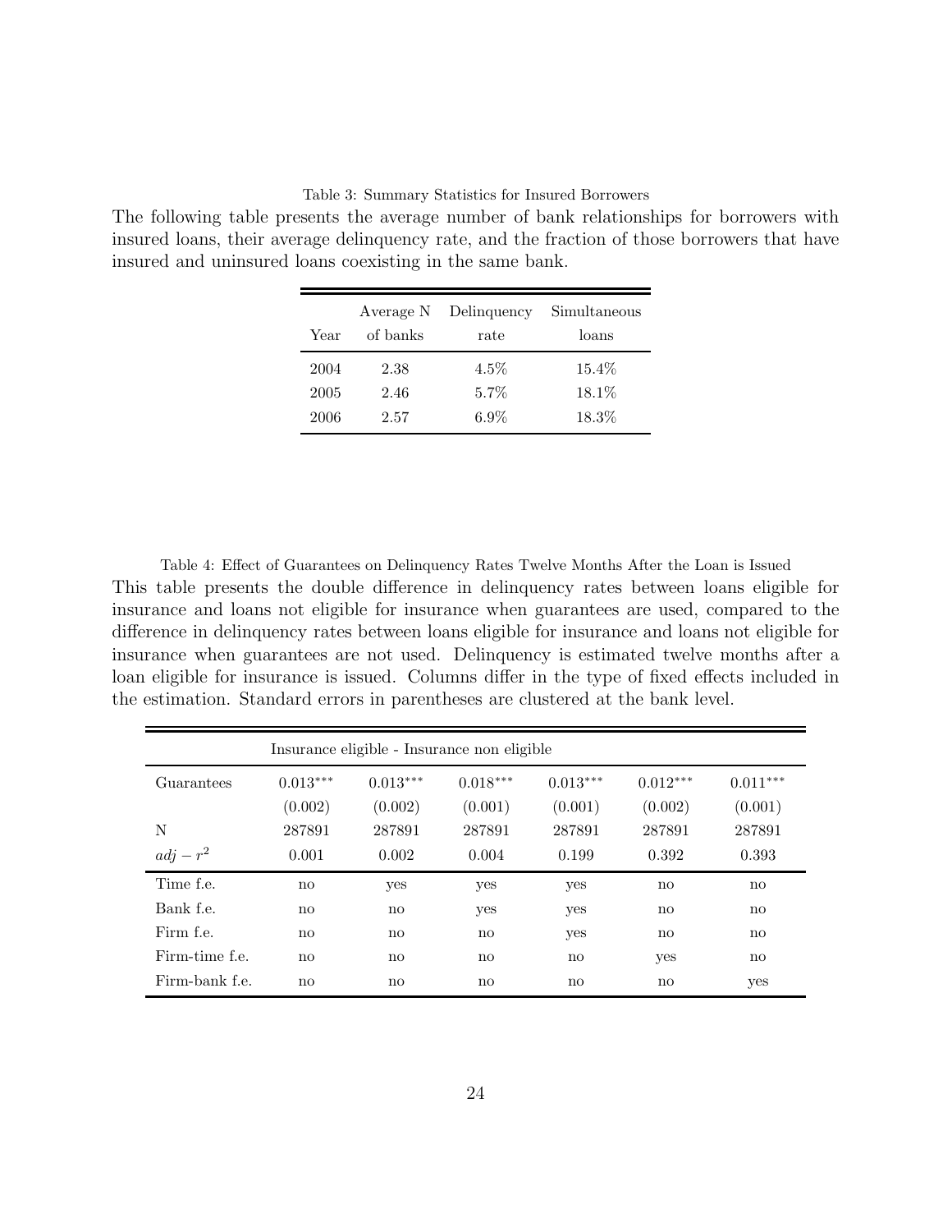Table 3: Summary Statistics for Insured Borrowers

The following table presents the average number of bank relationships for borrowers with insured loans, their average delinquency rate, and the fraction of those borrowers that have insured and uninsured loans coexisting in the same bank.

| Year | Average N of banks | Delinquency rate | Simultaneous loans |
|---|---|---|---|
| 2004 | 2.38 | 4.5% | 15.4% |
| 2005 | 2.46 | 5.7% | 18.1% |
| 2006 | 2.57 | 6.9% | 18.3% |

Table 4: Effect of Guarantees on Delinquency Rates Twelve Months After the Loan is Issued

This table presents the double difference in delinquency rates between loans eligible for insurance and loans not eligible for insurance when guarantees are used, compared to the difference in delinquency rates between loans eligible for insurance and loans not eligible for insurance when guarantees are not used. Delinquency is estimated twelve months after a loan eligible for insurance is issued. Columns differ in the type of fixed effects included in the estimation. Standard errors in parentheses are clustered at the bank level.

| | Insurance eligible - Insurance non eligible | | | | | |
|---|---|---|---|---|---|---|
| Guarantees | $0.013^{***}$ | $0.013^{***}$ | $0.018^{***}$ | $0.013^{***}$ | $0.012^{***}$ | $0.011^{***}$ |
| | (0.002) | (0.002) | (0.001) | (0.001) | (0.002) | (0.001) |
| N | 287891 | 287891 | 287891 | 287891 | 287891 | 287891 |
| $adj - r^2$ | 0.001 | 0.002 | 0.004 | 0.199 | 0.392 | 0.393 |
| Time f.e. | no | yes | yes | yes | no | no |
| Bank f.e. | no | no | yes | yes | no | no |
| Firm f.e. | no | no | no | yes | no | no |
| Firm-time f.e. | no | no | no | no | yes | no |
| Firm-bank f.e. | no | no | no | no | no | yes |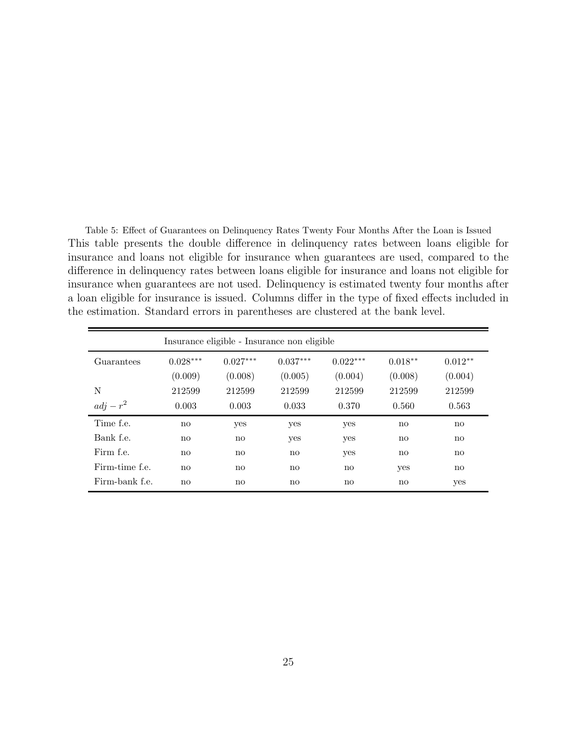Table 5: Effect of Guarantees on Delinquency Rates Twenty Four Months After the Loan is Issued

This table presents the double difference in delinquency rates between loans eligible for insurance and loans not eligible for insurance when guarantees are used, compared to the difference in delinquency rates between loans eligible for insurance and loans not eligible for insurance when guarantees are not used. Delinquency is estimated twenty four months after a loan eligible for insurance is issued. Columns differ in the type of fixed effects included in the estimation. Standard errors in parentheses are clustered at the bank level.

| | Insurance eligible - Insurance non eligible | | | | | |
|---|---|---|---|---|---|---|
| Guarantees | $0.028^{***}$ | $0.027^{***}$ | $0.037^{***}$ | $0.022^{***}$ | $0.018^{**}$ | $0.012^{**}$ |
| | (0.009) | (0.008) | (0.005) | (0.004) | (0.008) | (0.004) |
| N | 212599 | 212599 | 212599 | 212599 | 212599 | 212599 |
| $adj-r^2$ | 0.003 | 0.003 | 0.033 | 0.370 | 0.560 | 0.563 |
| Time f.e. | no | yes | yes | yes | no | no |
| Bank f.e. | no | no | yes | yes | no | no |
| Firm f.e. | no | no | no | yes | no | no |
| Firm-time f.e. | no | no | no | no | yes | no |
| Firm-bank f.e. | no | no | no | no | no | yes |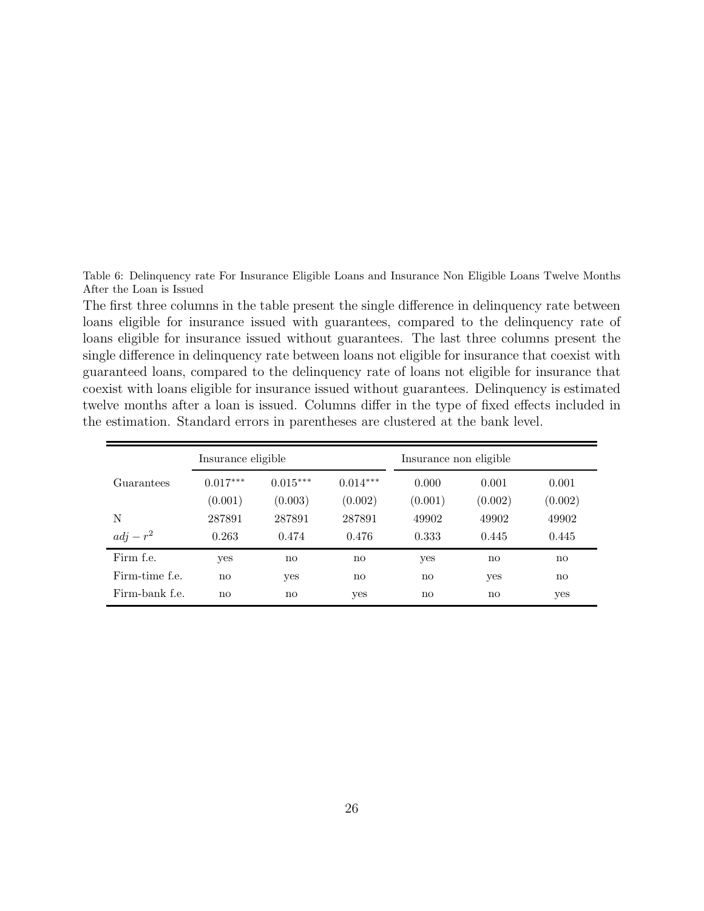Table 6: Delinquency rate For Insurance Eligible Loans and Insurance Non Eligible Loans Twelve Months After the Loan is Issued

The first three columns in the table present the single difference in delinquency rate between loans eligible for insurance issued with guarantees, compared to the delinquency rate of loans eligible for insurance issued without guarantees. The last three columns present the single difference in delinquency rate between loans not eligible for insurance that coexist with guaranteed loans, compared to the delinquency rate of loans not eligible for insurance that coexist with loans eligible for insurance issued without guarantees. Delinquency is estimated twelve months after a loan is issued. Columns differ in the type of fixed effects included in the estimation. Standard errors in parentheses are clustered at the bank level.

| | Insurance eligible | | | Insurance non eligible | | |
|---|---|---|---|---|---|---|
| Guarantees | $0.017^{***}$ | $0.015^{***}$ | $0.014^{***}$ | 0.000 | 0.001 | 0.001 |
| | (0.001) | (0.003) | (0.002) | (0.001) | (0.002) | (0.002) |
| N | 287891 | 287891 | 287891 | 49902 | 49902 | 49902 |
| $adj - r^2$ | 0.263 | 0.474 | 0.476 | 0.333 | 0.445 | 0.445 |
| Firm f.e. | yes | no | no | yes | no | no |
| Firm-time f.e. | no | yes | no | no | yes | no |
| Firm-bank f.e. | no | no | yes | no | no | yes |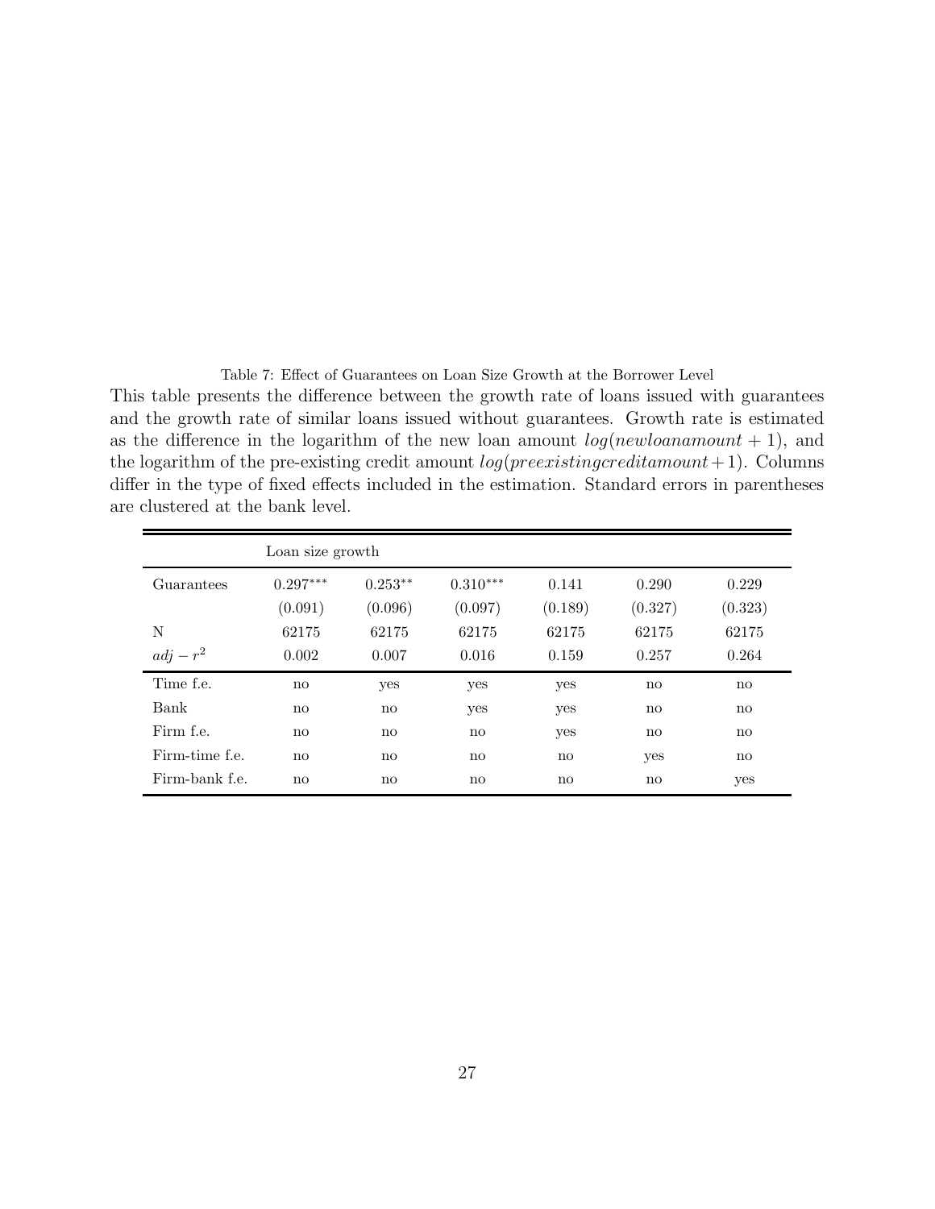Table 7: Effect of Guarantees on Loan Size Growth at the Borrower Level

This table presents the difference between the growth rate of loans issued with guarantees and the growth rate of similar loans issued without guarantees. Growth rate is estimated as the difference in the logarithm of the new loan amount $log(newloanamount + 1)$, and the logarithm of the pre-existing credit amount $log(preexistingcreditamount + 1)$. Columns differ in the type of fixed effects included in the estimation. Standard errors in parentheses are clustered at the bank level.

| | Loan size growth | | | | | |
|---|---|---|---|---|---|---|
| Guarantees | $0.297^{***}$ | $0.253^{**}$ | $0.310^{***}$ | 0.141 | 0.290 | 0.229 |
| | (0.091) | (0.096) | (0.097) | (0.189) | (0.327) | (0.323) |
| N | 62175 | 62175 | 62175 | 62175 | 62175 | 62175 |
| $adj - r^2$ | 0.002 | 0.007 | 0.016 | 0.159 | 0.257 | 0.264 |
| Time f.e. | no | yes | yes | yes | no | no |
| Bank | no | no | yes | yes | no | no |
| Firm f.e. | no | no | no | yes | no | no |
| Firm-time f.e. | no | no | no | no | yes | no |
| Firm-bank f.e. | no | no | no | no | no | yes |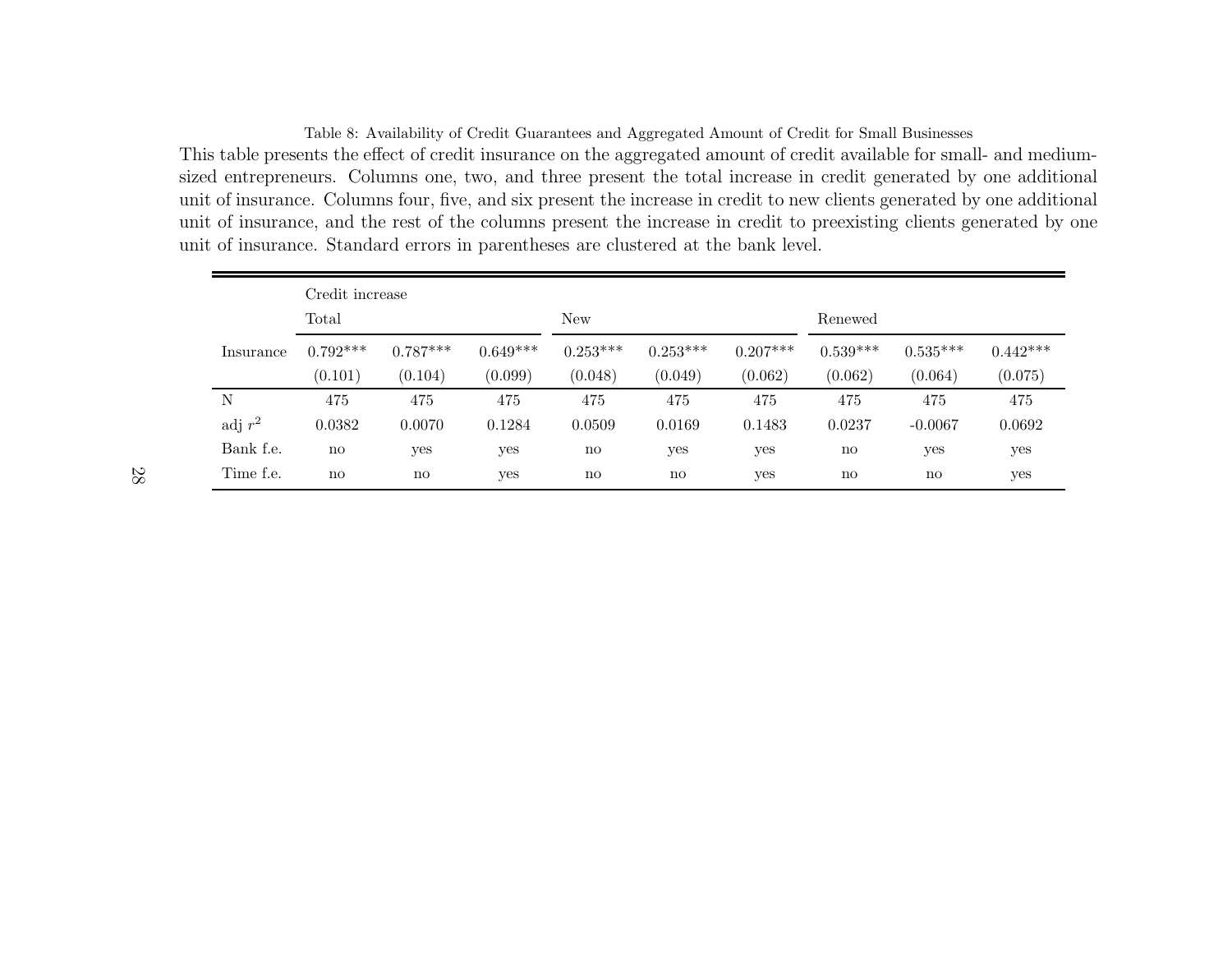Table 8: Availability of Credit Guarantees and Aggregated Amount of Credit for Small Businesses

This table presents the effect of credit insurance on the aggregated amount of credit available for small- and medium-sized entrepreneurs. Columns one, two, and three present the total increase in credit generated by one additional unit of insurance. Columns four, five, and six present the increase in credit to new clients generated by one additional unit of insurance, and the rest of the columns present the increase in credit to preexisting clients generated by one unit of insurance. Standard errors in parentheses are clustered at the bank level.

| | Credit increase | | | | | | | | |
|---|---|---|---|---|---|---|---|---|---|
| | Total | | | New | | | Renewed | | |
| Insurance | 0.792*** | 0.787*** | 0.649*** | 0.253*** | 0.253*** | 0.207*** | 0.539*** | 0.535*** | 0.442*** |
| | (0.101) | (0.104) | (0.099) | (0.048) | (0.049) | (0.062) | (0.062) | (0.064) | (0.075) |
| N | 475 | 475 | 475 | 475 | 475 | 475 | 475 | 475 | 475 |
| adj $r^2$ | 0.0382 | 0.0070 | 0.1284 | 0.0509 | 0.0169 | 0.1483 | 0.0237 | -0.0067 | 0.0692 |
| Bank f.e. | no | yes | yes | no | yes | yes | no | yes | yes |
| Time f.e. | no | no | yes | no | no | yes | no | no | yes |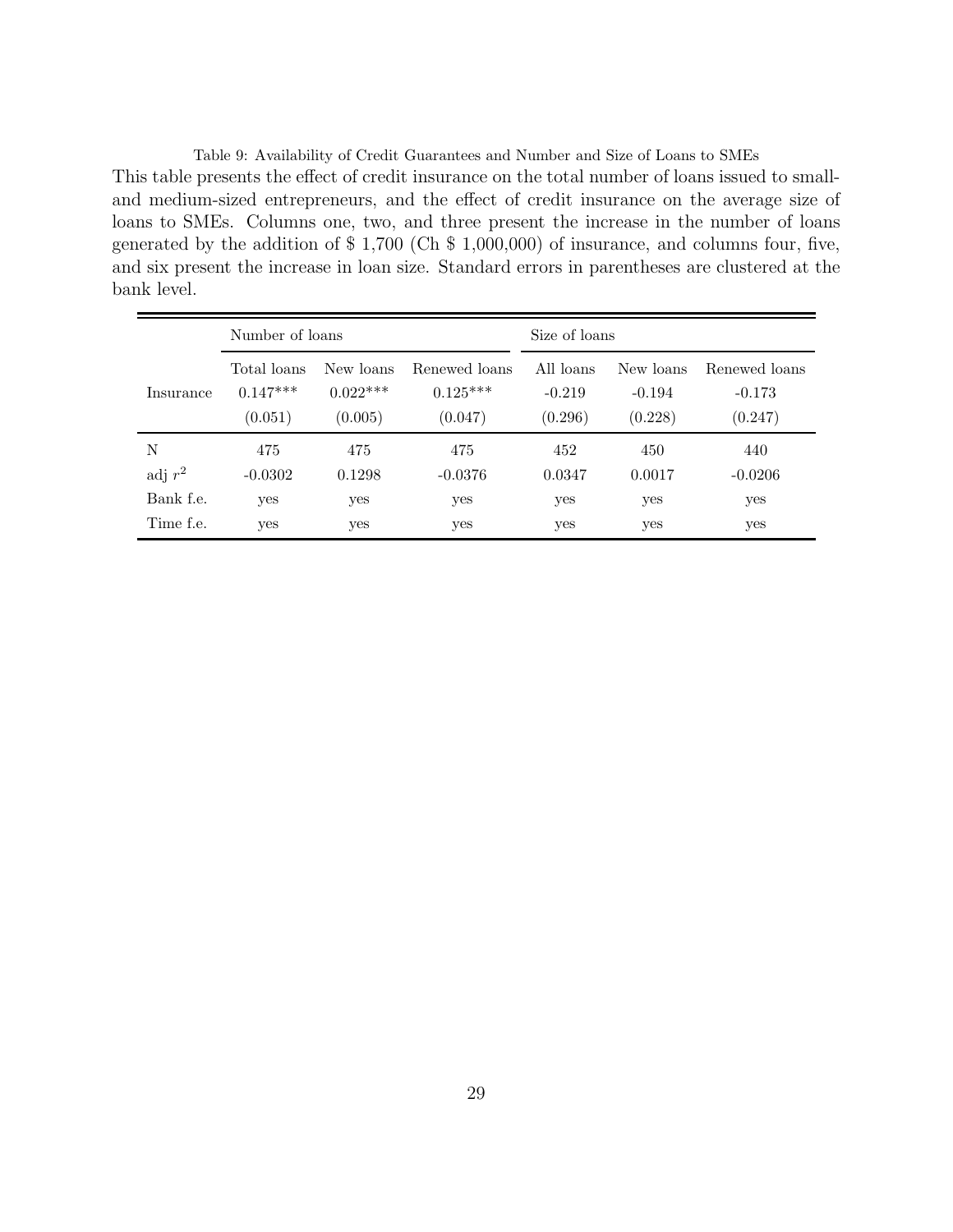Table 9: Availability of Credit Guarantees and Number and Size of Loans to SMEs

This table presents the effect of credit insurance on the total number of loans issued to small- and medium-sized entrepreneurs, and the effect of credit insurance on the average size of loans to SMEs. Columns one, two, and three present the increase in the number of loans generated by the addition of $ 1,700 (Ch $ 1,000,000) of insurance, and columns four, five, and six present the increase in loan size. Standard errors in parentheses are clustered at the bank level.

| | Number of loans | | | Size of loans | | |
|---|---|---|---|---|---|---|
| | Total loans | New loans | Renewed loans | All loans | New loans | Renewed loans |
| Insurance | 0.147*** | 0.022*** | 0.125*** | -0.219 | -0.194 | -0.173 |
| | (0.051) | (0.005) | (0.047) | (0.296) | (0.228) | (0.247) |
| N | 475 | 475 | 475 | 452 | 450 | 440 |
| adj $r^2$ | -0.0302 | 0.1298 | -0.0376 | 0.0347 | 0.0017 | -0.0206 |
| Bank f.e. | yes | yes | yes | yes | yes | yes |
| Time f.e. | yes | yes | yes | yes | yes | yes |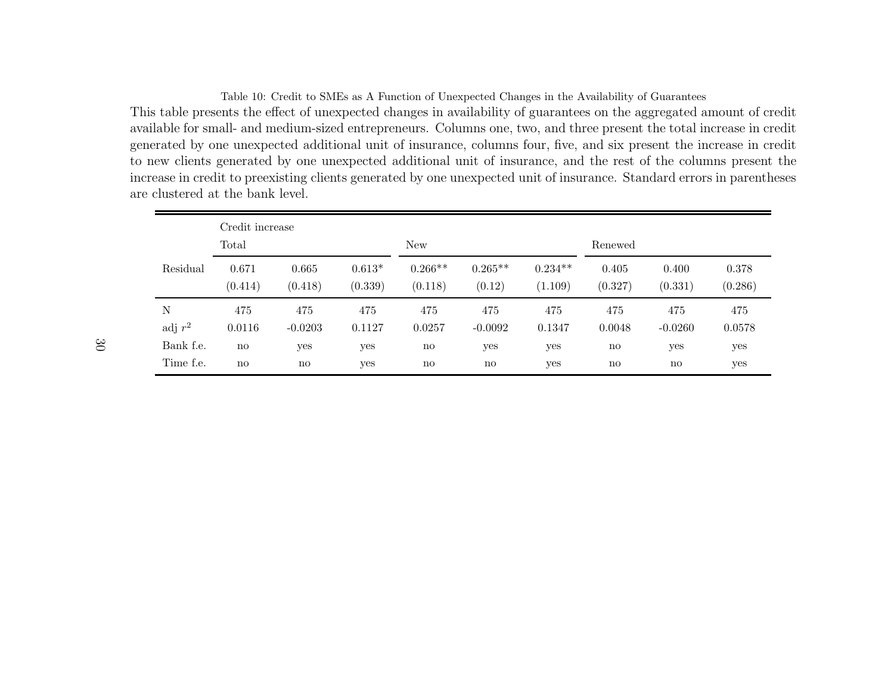Table 10: Credit to SMEs as A Function of Unexpected Changes in the Availability of Guarantees

This table presents the effect of unexpected changes in availability of guarantees on the aggregated amount of credit available for small- and medium-sized entrepreneurs. Columns one, two, and three present the total increase in credit generated by one unexpected additional unit of insurance, columns four, five, and six present the increase in credit to new clients generated by one unexpected additional unit of insurance, and the rest of the columns present the increase in credit to preexisting clients generated by one unexpected unit of insurance. Standard errors in parentheses are clustered at the bank level.

| | Credit increase | | | | | | | | |
|---|---|---|---|---|---|---|---|---|---|
| | Total | | | New | | | Renewed | | |
| Residual | 0.671 | 0.665 | 0.613* | 0.266** | 0.265** | 0.234** | 0.405 | 0.400 | 0.378 |
| | (0.414) | (0.418) | (0.339) | (0.118) | (0.12) | (1.109) | (0.327) | (0.331) | (0.286) |
| N | 475 | 475 | 475 | 475 | 475 | 475 | 475 | 475 | 475 |
| adj $r^2$ | 0.0116 | -0.0203 | 0.1127 | 0.0257 | -0.0092 | 0.1347 | 0.0048 | -0.0260 | 0.0578 |
| Bank f.e. | no | yes | yes | no | yes | yes | no | yes | yes |
| Time f.e. | no | no | yes | no | no | yes | no | no | yes |